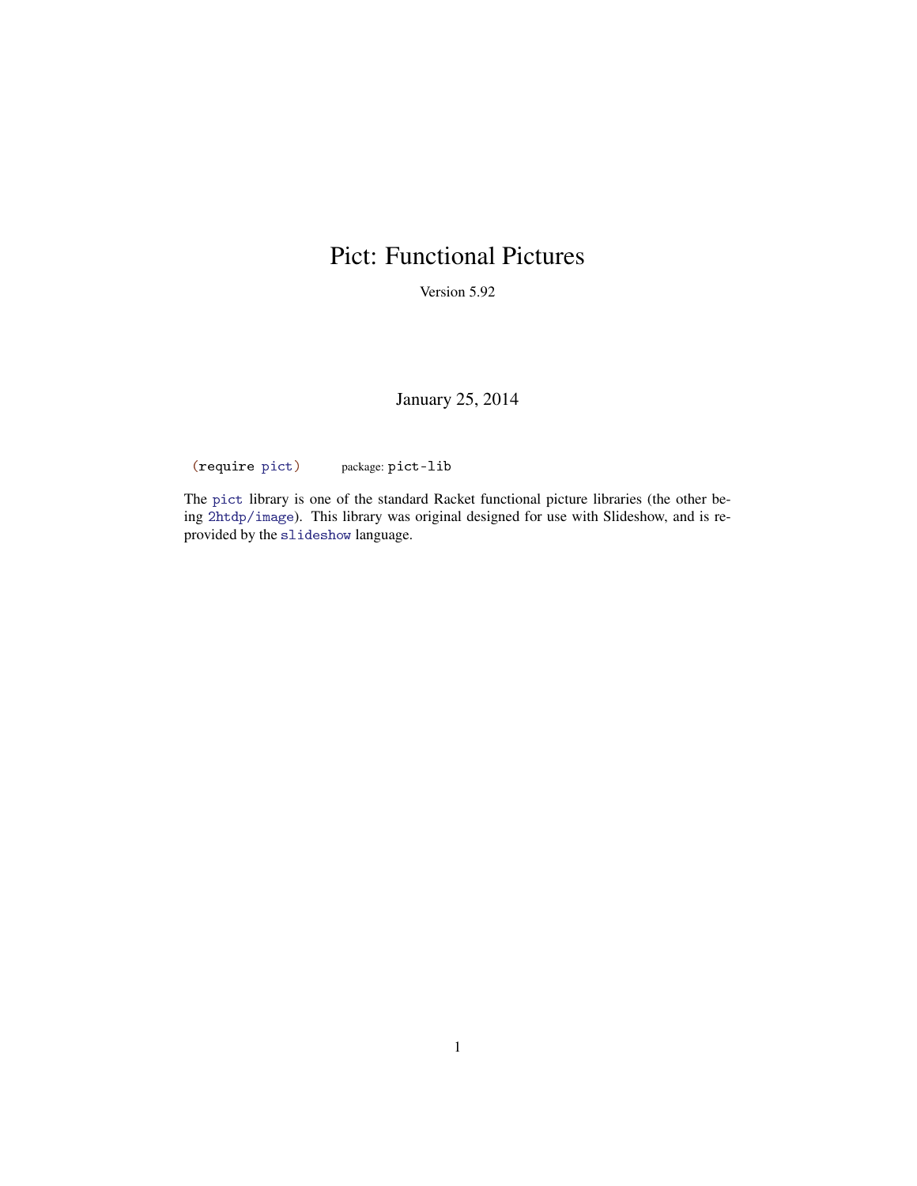# Pict: Functional Pictures

Version 5.92

January 25, 2014

```
(require pict)        package: pict-lib
```

The `pict` library is one of the standard Racket functional picture libraries (the other being `2htdp/image`). This library was original designed for use with Slideshow, and is re-provided by the `slideshow` language.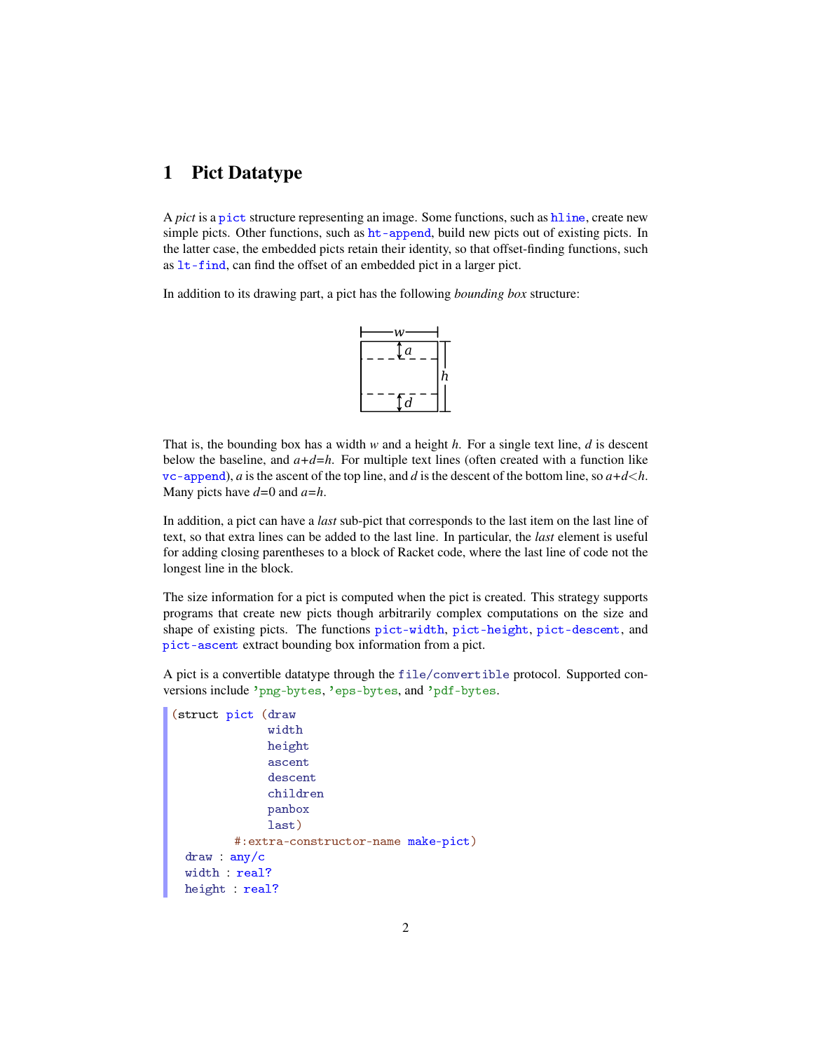# 1 Pict Datatype

A *pict* is a `pict` structure representing an image. Some functions, such as `hline`, create new simple picts. Other functions, such as `ht-append`, build new picts out of existing picts. In the latter case, the embedded picts retain their identity, so that offset-finding functions, such as `lt-find`, can find the offset of an embedded pict in a larger pict.

In addition to its drawing part, a pict has the following *bounding box* structure:

That is, the bounding box has a width $w$ and a height $h$. For a single text line, $d$ is descent below the baseline, and $a$+$d$=$h$. For multiple text lines (often created with a function like `vc-append`), $a$ is the ascent of the top line, and $d$ is the descent of the bottom line, so $a$+$d$<$h$. Many picts have $d$=0 and $a$=$h$.

In addition, a pict can have a *last* sub-pict that corresponds to the last item on the last line of text, so that extra lines can be added to the last line. In particular, the *last* element is useful for adding closing parentheses to a block of Racket code, where the last line of code not the longest line in the block.

The size information for a pict is computed when the pict is created. This strategy supports programs that create new picts though arbitrarily complex computations on the size and shape of existing picts. The functions `pict-width`, `pict-height`, `pict-descent`, and `pict-ascent` extract bounding box information from a pict.

A pict is a convertible datatype through the `file/convertible` protocol. Supported conversions include `'png-bytes`, `'eps-bytes`, and `'pdf-bytes`.

```
(struct pict (draw
              width
              height
              ascent
              descent
              children
              panbox
              last)
       #:extra-constructor-name make-pict)
  draw : any/c
  width : real?
  height : real?
```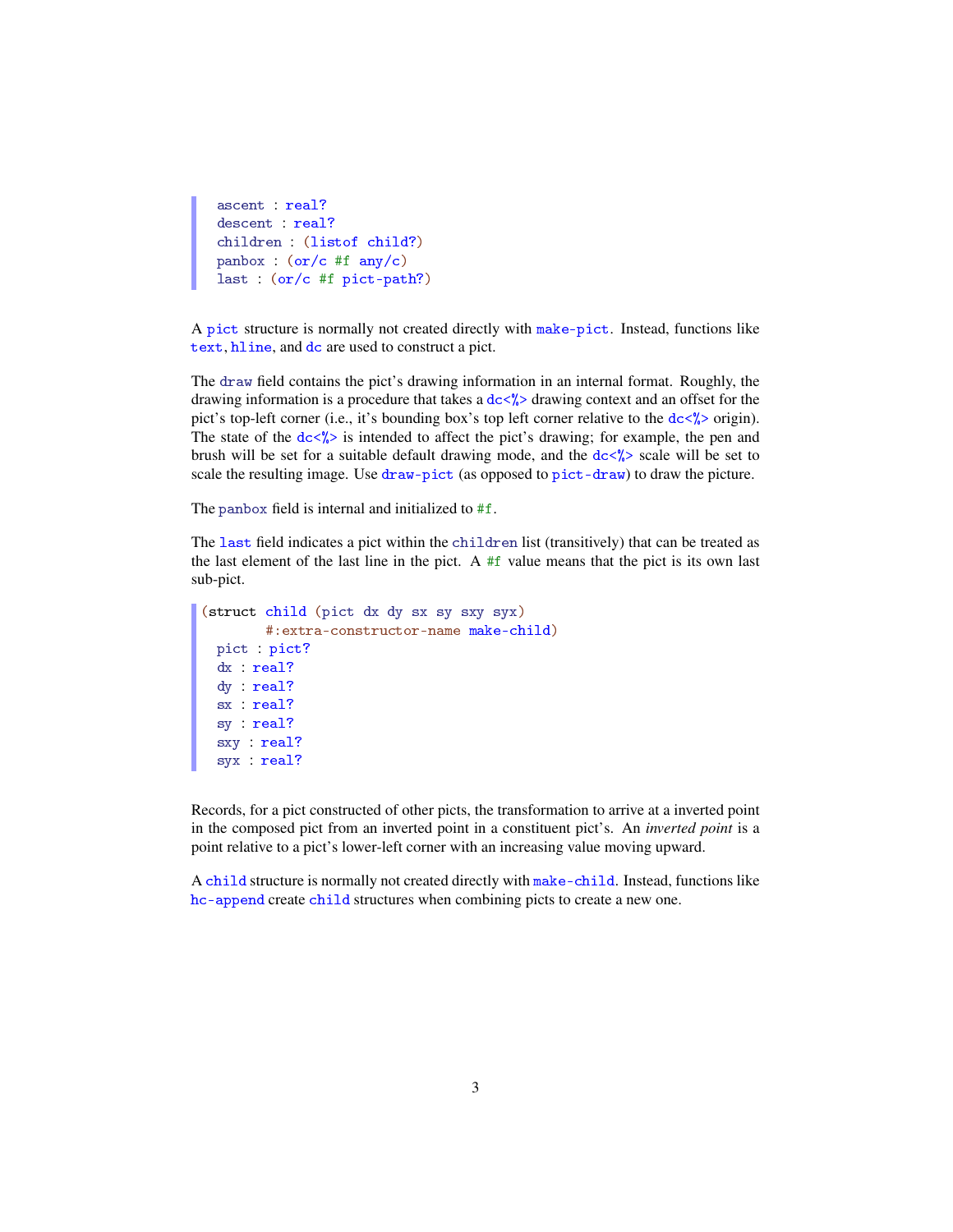```
  ascent : real?
  descent : real?
  children : (listof child?)
  panbox : (or/c #f any/c)
  last : (or/c #f pict-path?)
```

A `pict` structure is normally not created directly with `make-pict`. Instead, functions like `text`, `hline`, and `dc` are used to construct a pict.

The `draw` field contains the pict's drawing information in an internal format. Roughly, the drawing information is a procedure that takes a `dc<%>` drawing context and an offset for the pict's top-left corner (i.e., it's bounding box's top left corner relative to the `dc<%>` origin). The state of the `dc<%>` is intended to affect the pict's drawing; for example, the pen and brush will be set for a suitable default drawing mode, and the `dc<%>` scale will be set to scale the resulting image. Use `draw-pict` (as opposed to `pict-draw`) to draw the picture.

The `panbox` field is internal and initialized to `#f`.

The `last` field indicates a pict within the `children` list (transitively) that can be treated as the last element of the last line in the pict. A `#f` value means that the pict is its own last sub-pict.

```
(struct child (pict dx dy sx sy sxy syx)
        #:extra-constructor-name make-child)
  pict : pict?
  dx : real?
  dy : real?
  sx : real?
  sy : real?
  sxy : real?
  syx : real?
```

Records, for a pict constructed of other picts, the transformation to arrive at a inverted point in the composed pict from an inverted point in a constituent pict's. An *inverted point* is a point relative to a pict's lower-left corner with an increasing value moving upward.

A `child` structure is normally not created directly with `make-child`. Instead, functions like `hc-append` create `child` structures when combining picts to create a new one.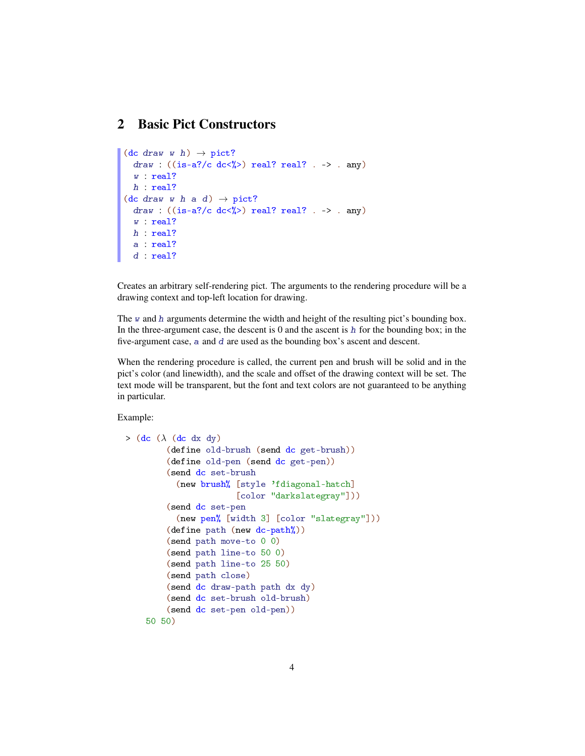## 2 Basic Pict Constructors

```
(dc draw w h) → pict?
  draw : ((is-a?/c dc<%>) real? real? . -> . any)
  w : real?
  h : real?
(dc draw w h a d) → pict?
  draw : ((is-a?/c dc<%>) real? real? . -> . any)
  w : real?
  h : real?
  a : real?
  d : real?
```

Creates an arbitrary self-rendering pict. The arguments to the rendering procedure will be a drawing context and top-left location for drawing.

The *w* and *h* arguments determine the width and height of the resulting pict's bounding box. In the three-argument case, the descent is 0 and the ascent is *h* for the bounding box; in the five-argument case, *a* and *d* are used as the bounding box's ascent and descent.

When the rendering procedure is called, the current pen and brush will be solid and in the pict's color (and linewidth), and the scale and offset of the drawing context will be set. The text mode will be transparent, but the font and text colors are not guaranteed to be anything in particular.

Example:

```
> (dc (λ (dc dx dy)
        (define old-brush (send dc get-brush))
        (define old-pen (send dc get-pen))
        (send dc set-brush
          (new brush% [style 'fdiagonal-hatch]
                      [color "darkslategray"]))
        (send dc set-pen
          (new pen% [width 3] [color "slategray"]))
        (define path (new dc-path%))
        (send path move-to 0 0)
        (send path line-to 50 0)
        (send path line-to 25 50)
        (send path close)
        (send dc draw-path path dx dy)
        (send dc set-brush old-brush)
        (send dc set-pen old-pen))
    50 50)
```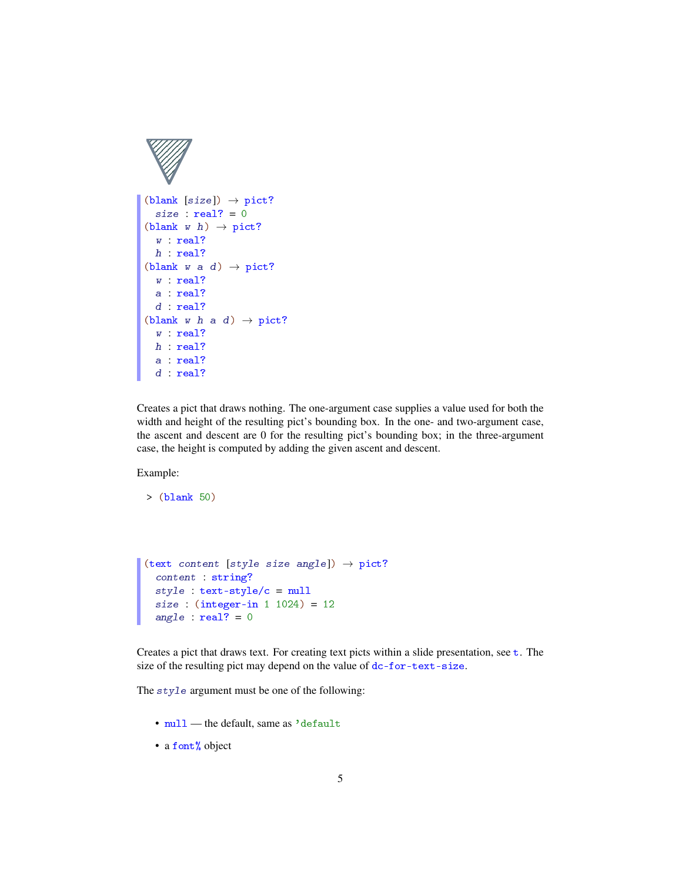```
(blank [size]) → pict?
  size : real? = 0
(blank w h) → pict?
  w : real?
  h : real?
(blank w a d) → pict?
  w : real?
  a : real?
  d : real?
(blank w h a d) → pict?
  w : real?
  h : real?
  a : real?
  d : real?
```

Creates a pict that draws nothing. The one-argument case supplies a value used for both the width and height of the resulting pict's bounding box. In the one- and two-argument case, the ascent and descent are 0 for the resulting pict's bounding box; in the three-argument case, the height is computed by adding the given ascent and descent.

Example:

```
> (blank 50)
```

```
(text content [style size angle]) → pict?
  content : string?
  style : text-style/c = null
  size : (integer-in 1 1024) = 12
  angle : real? = 0
```

Creates a pict that draws text. For creating text picts within a slide presentation, see `t`. The size of the resulting pict may depend on the value of `dc-for-text-size`.

The *style* argument must be one of the following:

- `null` — the default, same as `'default`
- a `font%` object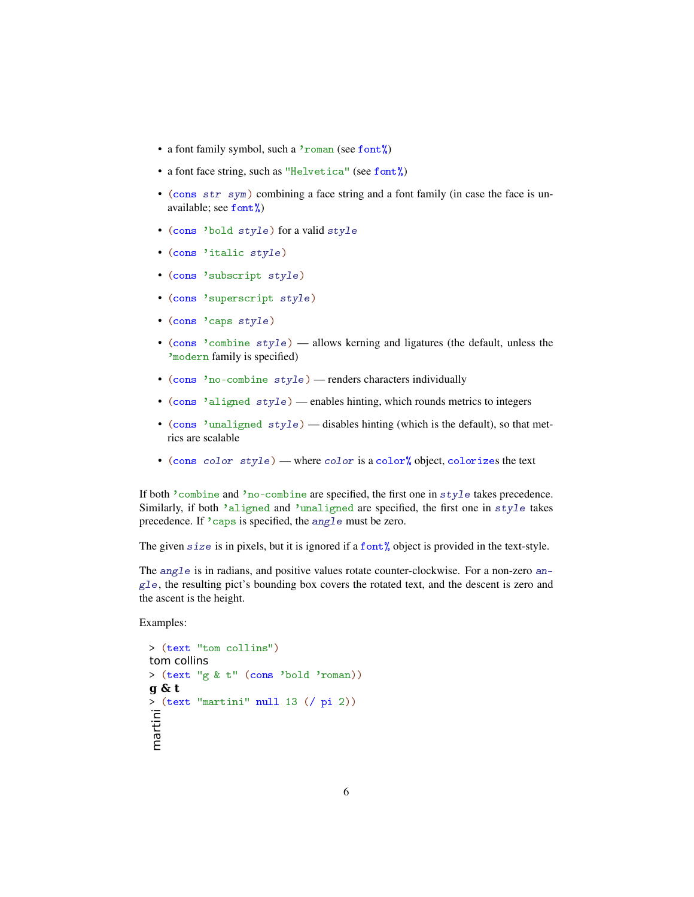- a font family symbol, such a `'roman` (see `font%`)
- a font face string, such as `"Helvetica"` (see `font%`)
- `(cons str sym)` combining a face string and a font family (in case the face is unavailable; see `font%`)
- `(cons 'bold style)` for a valid *style*
- `(cons 'italic style)`
- `(cons 'subscript style)`
- `(cons 'superscript style)`
- `(cons 'caps style)`
- `(cons 'combine style)` — allows kerning and ligatures (the default, unless the `'modern` family is specified)
- `(cons 'no-combine style)` — renders characters individually
- `(cons 'aligned style)` — enables hinting, which rounds metrics to integers
- `(cons 'unaligned style)` — disables hinting (which is the default), so that metrics are scalable
- `(cons color style)` — where *color* is a `color%` object, `colorize`s the text

If both `'combine` and `'no-combine` are specified, the first one in *style* takes precedence. Similarly, if both `'aligned` and `'unaligned` are specified, the first one in *style* takes precedence. If `'caps` is specified, the *angle* must be zero.

The given *size* is in pixels, but it is ignored if a `font%` object is provided in the text-style.

The *angle* is in radians, and positive values rotate counter-clockwise. For a non-zero *angle*, the resulting pict's bounding box covers the rotated text, and the descent is zero and the ascent is the height.

Examples:

```
> (text "tom collins")
tom collins
> (text "g & t" (cons 'bold 'roman))
g & t
> (text "martini" null 13 (/ pi 2))
martini
```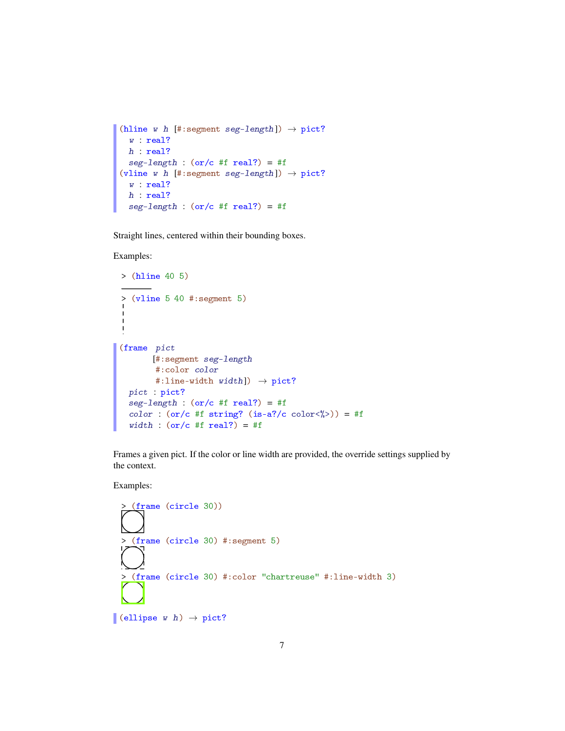```
(hline w h [#:segment seg-length]) → pict?
  w : real?
  h : real?
  seg-length : (or/c #f real?) = #f
(vline w h [#:segment seg-length]) → pict?
  w : real?
  h : real?
  seg-length : (or/c #f real?) = #f
```

Straight lines, centered within their bounding boxes.

Examples:

```
> (hline 40 5)
> (vline 5 40 #:segment 5)
```

```
(frame  pict
       [#:segment seg-length
        #:color color
        #:line-width width])  → pict?
  pict : pict?
  seg-length : (or/c #f real?) = #f
  color : (or/c #f string? (is-a?/c color<%>)) = #f
  width : (or/c #f real?) = #f
```

Frames a given pict. If the color or line width are provided, the override settings supplied by the context.

Examples:

```
> (frame (circle 30))
> (frame (circle 30) #:segment 5)
> (frame (circle 30) #:color "chartreuse" #:line-width 3)
```

```
(ellipse w h) → pict?
```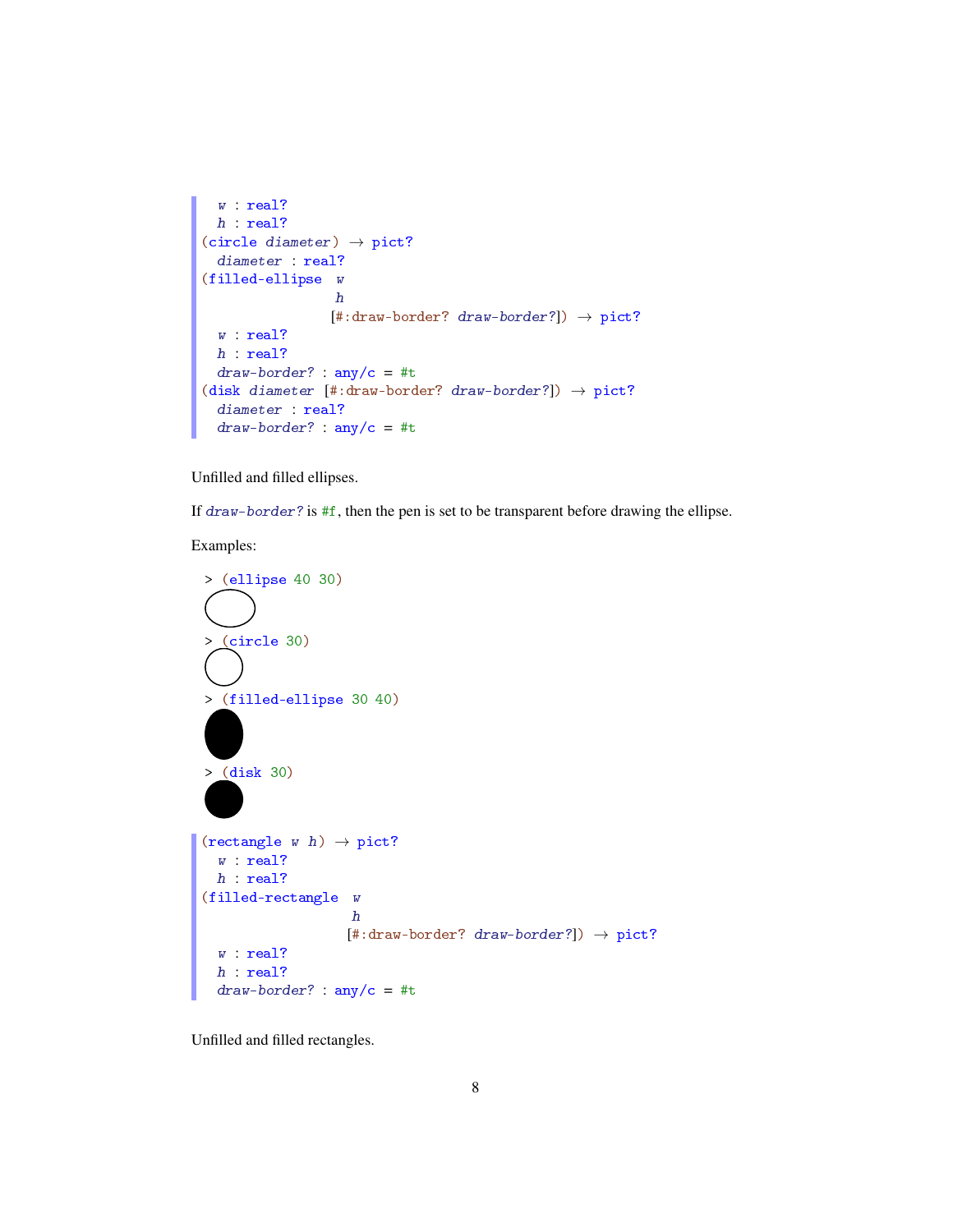```
  w : real?
  h : real?
(circle diameter) → pict?
  diameter : real?
(filled-ellipse  w
                 h
                [#:draw-border? draw-border?]) → pict?
  w : real?
  h : real?
  draw-border? : any/c = #t
(disk diameter [#:draw-border? draw-border?]) → pict?
  diameter : real?
  draw-border? : any/c = #t
```

Unfilled and filled ellipses.

If *draw-border?* is `#f`, then the pen is set to be transparent before drawing the ellipse.

Examples:

```
> (ellipse 40 30)
```

```
> (circle 30)
```

```
> (filled-ellipse 30 40)
```

```
> (disk 30)
```

```
(rectangle w h) → pict?
  w : real?
  h : real?
(filled-rectangle  w
                   h
                  [#:draw-border? draw-border?]) → pict?
  w : real?
  h : real?
  draw-border? : any/c = #t
```

Unfilled and filled rectangles.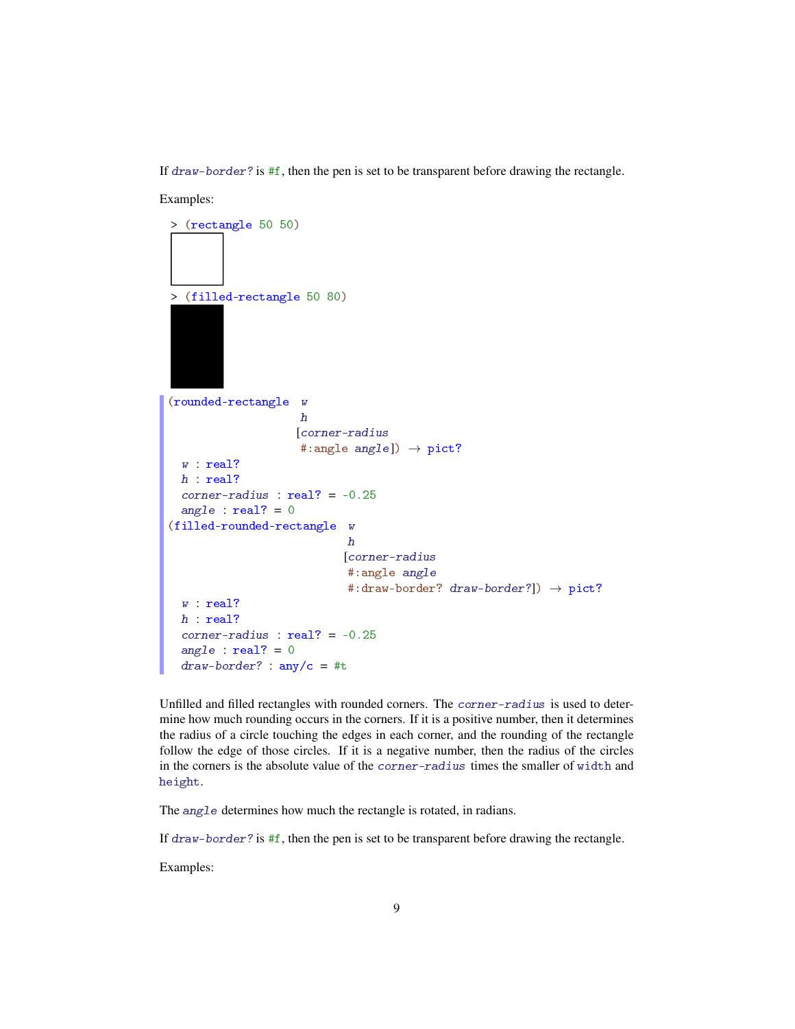If *draw-border?* is `#f`, then the pen is set to be transparent before drawing the rectangle.

Examples:

```
> (rectangle 50 50)
```

```
> (filled-rectangle 50 80)
```

```
(rounded-rectangle  w
                    h
                   [corner-radius
                    #:angle angle]) → pict?
  w : real?
  h : real?
  corner-radius : real? = -0.25
  angle : real? = 0
(filled-rounded-rectangle  w
                           h
                          [corner-radius
                           #:angle angle
                           #:draw-border? draw-border?]) → pict?
  w : real?
  h : real?
  corner-radius : real? = -0.25
  angle : real? = 0
  draw-border? : any/c = #t
```

Unfilled and filled rectangles with rounded corners. The *corner-radius* is used to determine how much rounding occurs in the corners. If it is a positive number, then it determines the radius of a circle touching the edges in each corner, and the rounding of the rectangle follow the edge of those circles. If it is a negative number, then the radius of the circles in the corners is the absolute value of the *corner-radius* times the smaller of `width` and `height`.

The *angle* determines how much the rectangle is rotated, in radians.

If *draw-border?* is `#f`, then the pen is set to be transparent before drawing the rectangle.

Examples: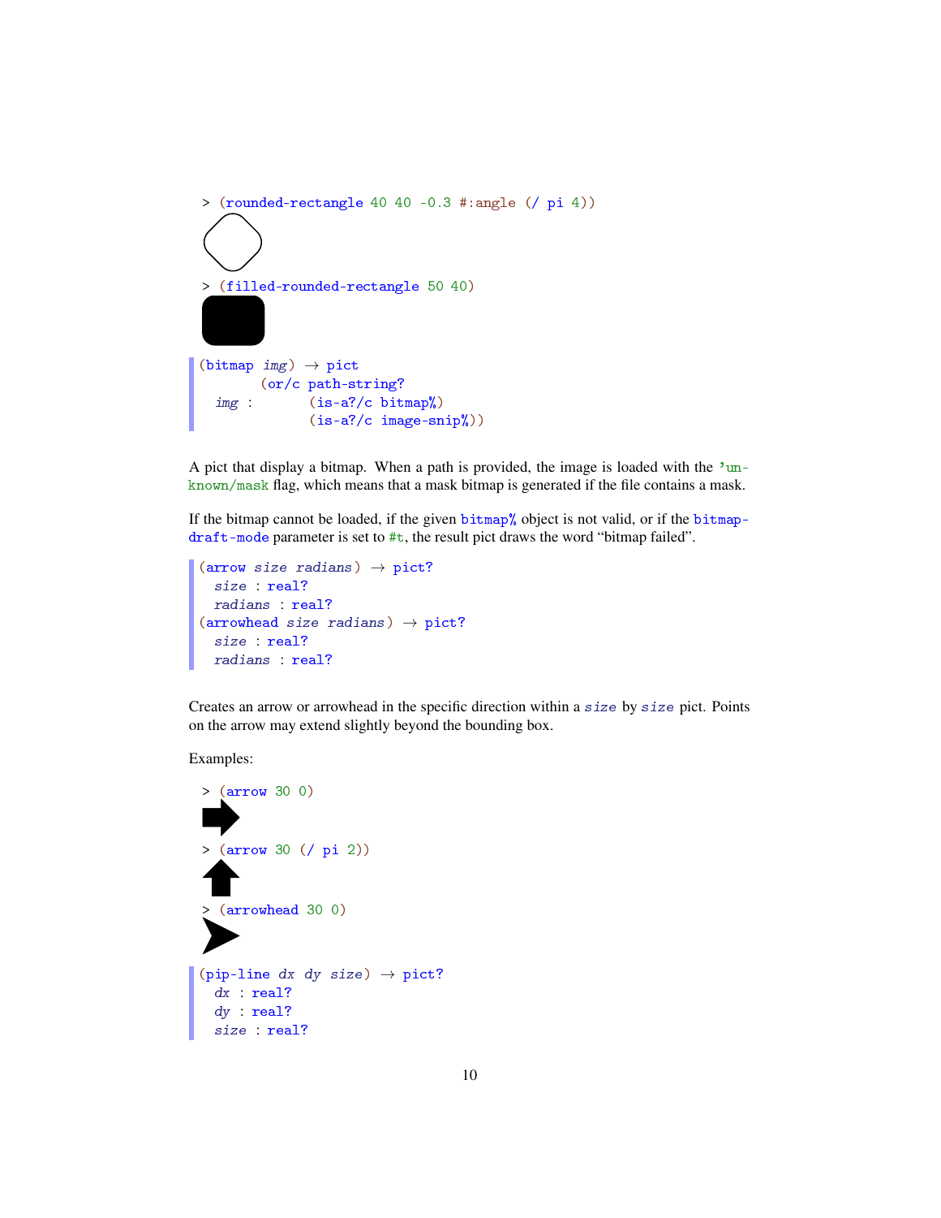```
> (rounded-rectangle 40 40 -0.3 #:angle (/ pi 4))
```

```
> (filled-rounded-rectangle 50 40)
```

```
(bitmap img) → pict
        (or/c path-string?
  img :       (is-a?/c bitmap%)
              (is-a?/c image-snip%))
```

A pict that display a bitmap. When a path is provided, the image is loaded with the `'unknown/mask` flag, which means that a mask bitmap is generated if the file contains a mask.

If the bitmap cannot be loaded, if the given `bitmap%` object is not valid, or if the `bitmap-draft-mode` parameter is set to `#t`, the result pict draws the word "bitmap failed".

```
(arrow size radians) → pict?
  size : real?
  radians : real?
(arrowhead size radians) → pict?
  size : real?
  radians : real?
```

Creates an arrow or arrowhead in the specific direction within a *size* by *size* pict. Points on the arrow may extend slightly beyond the bounding box.

Examples:

```
> (arrow 30 0)
```

```
> (arrow 30 (/ pi 2))
```

```
> (arrowhead 30 0)
```

```
(pip-line dx dy size) → pict?
  dx : real?
  dy : real?
  size : real?
```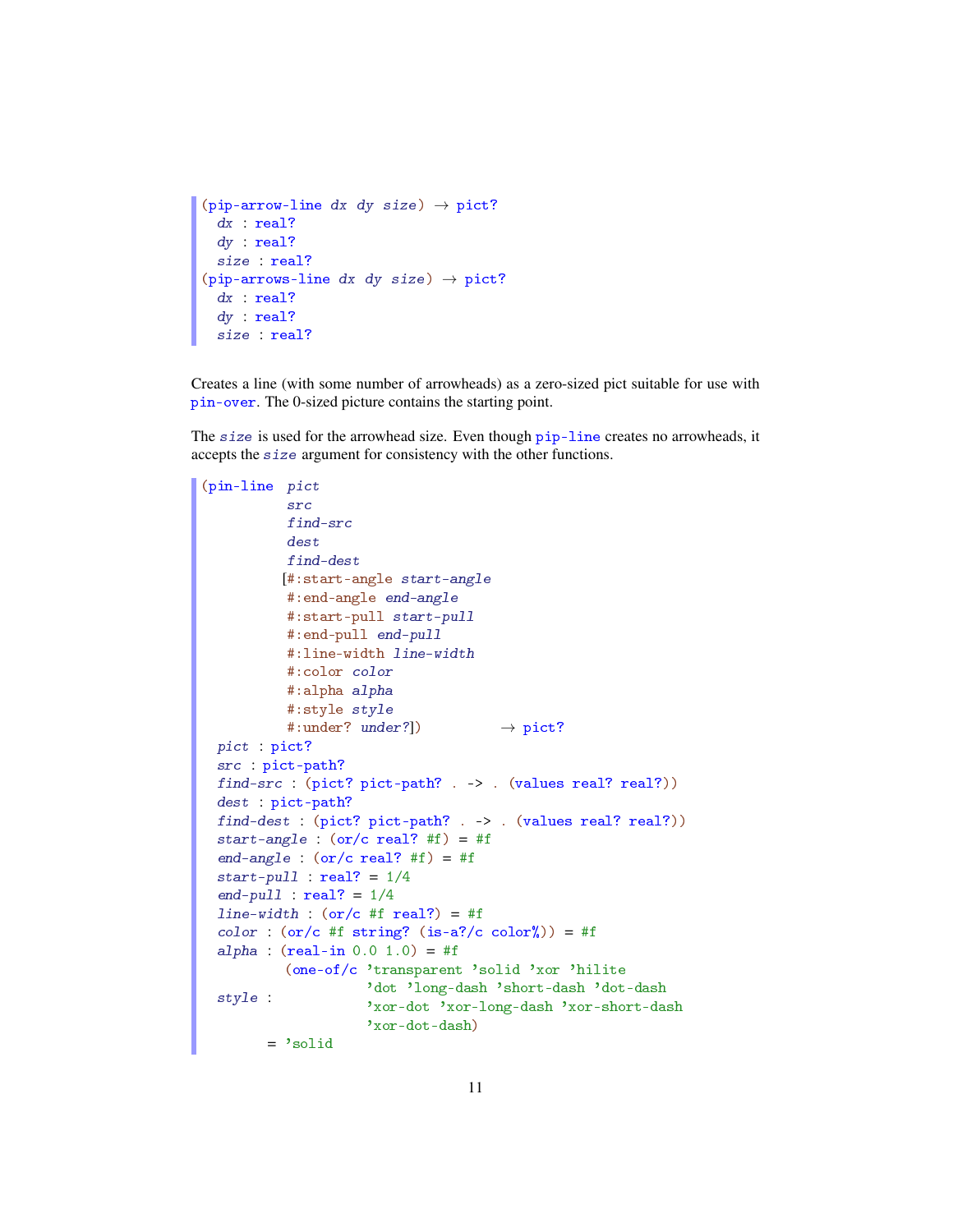```
(pip-arrow-line dx dy size) → pict?
  dx : real?
  dy : real?
  size : real?
(pip-arrows-line dx dy size) → pict?
  dx : real?
  dy : real?
  size : real?
```

Creates a line (with some number of arrowheads) as a zero-sized pict suitable for use with `pin-over`. The 0-sized picture contains the starting point.

The *size* is used for the arrowhead size. Even though `pip-line` creates no arrowheads, it accepts the *size* argument for consistency with the other functions.

```
(pin-line  pict
           src
           find-src
           dest
           find-dest
          [#:start-angle start-angle
           #:end-angle end-angle
           #:start-pull start-pull
           #:end-pull end-pull
           #:line-width line-width
           #:color color
           #:alpha alpha
           #:style style
           #:under? under?])          → pict?
  pict : pict?
  src : pict-path?
  find-src : (pict? pict-path? . -> . (values real? real?))
  dest : pict-path?
  find-dest : (pict? pict-path? . -> . (values real? real?))
  start-angle : (or/c real? #f) = #f
  end-angle : (or/c real? #f) = #f
  start-pull : real? = 1/4
  end-pull : real? = 1/4
  line-width : (or/c #f real?) = #f
  color : (or/c #f string? (is-a?/c color%)) = #f
  alpha : (real-in 0.0 1.0) = #f
          (one-of/c 'transparent 'solid 'xor 'hilite
                    'dot 'long-dash 'short-dash 'dot-dash
  style :           'xor-dot 'xor-long-dash 'xor-short-dash
                    'xor-dot-dash)
       = 'solid
```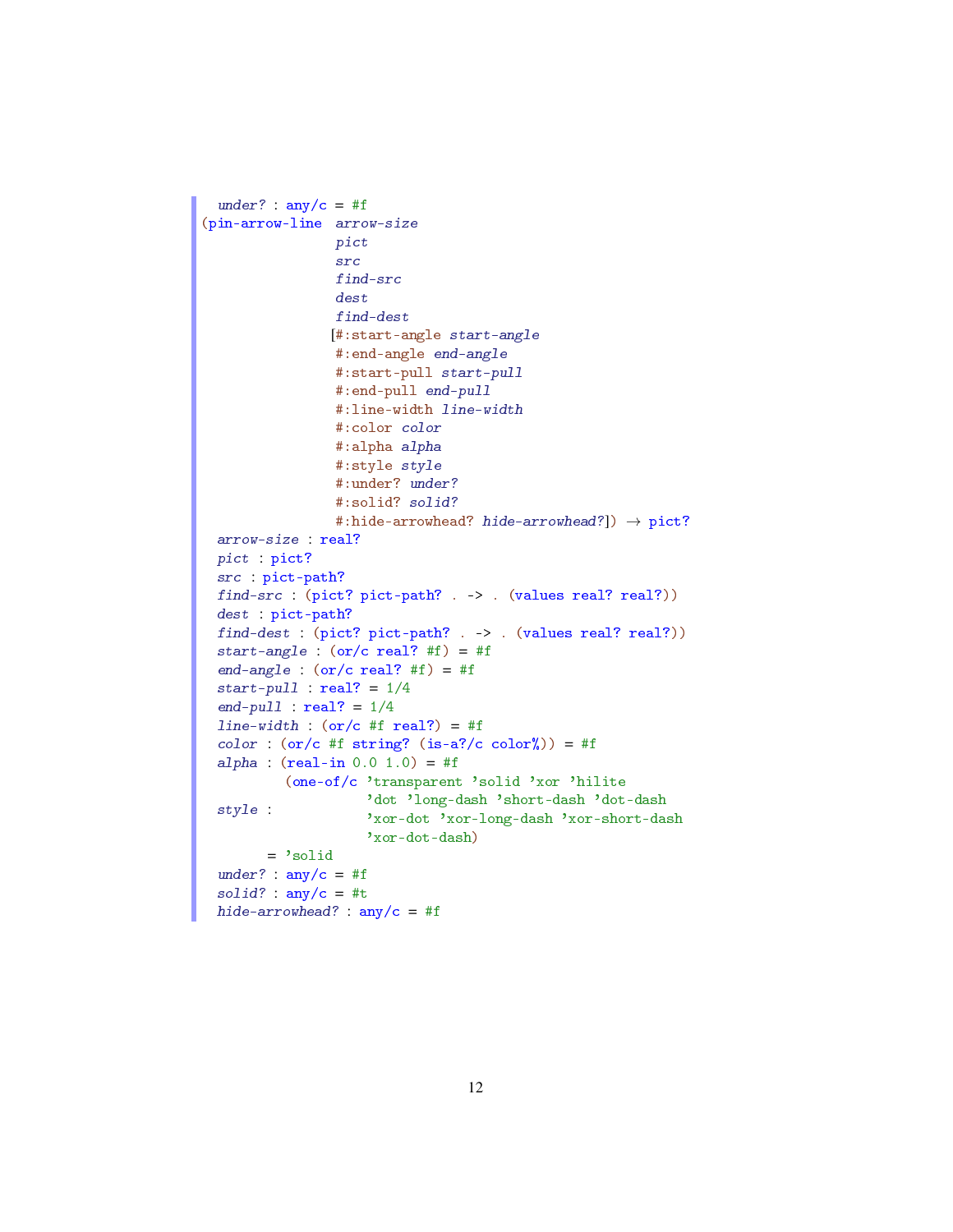```
  under? : any/c = #f
(pin-arrow-line  arrow-size
                 pict
                 src
                 find-src
                 dest
                 find-dest
                [#:start-angle start-angle
                 #:end-angle end-angle
                 #:start-pull start-pull
                 #:end-pull end-pull
                 #:line-width line-width
                 #:color color
                 #:alpha alpha
                 #:style style
                 #:under? under?
                 #:solid? solid?
                 #:hide-arrowhead? hide-arrowhead?]) → pict?
  arrow-size : real?
  pict : pict?
  src : pict-path?
  find-src : (pict? pict-path? . -> . (values real? real?))
  dest : pict-path?
  find-dest : (pict? pict-path? . -> . (values real? real?))
  start-angle : (or/c real? #f) = #f
  end-angle : (or/c real? #f) = #f
  start-pull : real? = 1/4
  end-pull : real? = 1/4
  line-width : (or/c #f real?) = #f
  color : (or/c #f string? (is-a?/c color%)) = #f
  alpha : (real-in 0.0 1.0) = #f
          (one-of/c 'transparent 'solid 'xor 'hilite
                    'dot 'long-dash 'short-dash 'dot-dash
  style :           'xor-dot 'xor-long-dash 'xor-short-dash
                    'xor-dot-dash)
        = 'solid
  under? : any/c = #f
  solid? : any/c = #t
  hide-arrowhead? : any/c = #f
```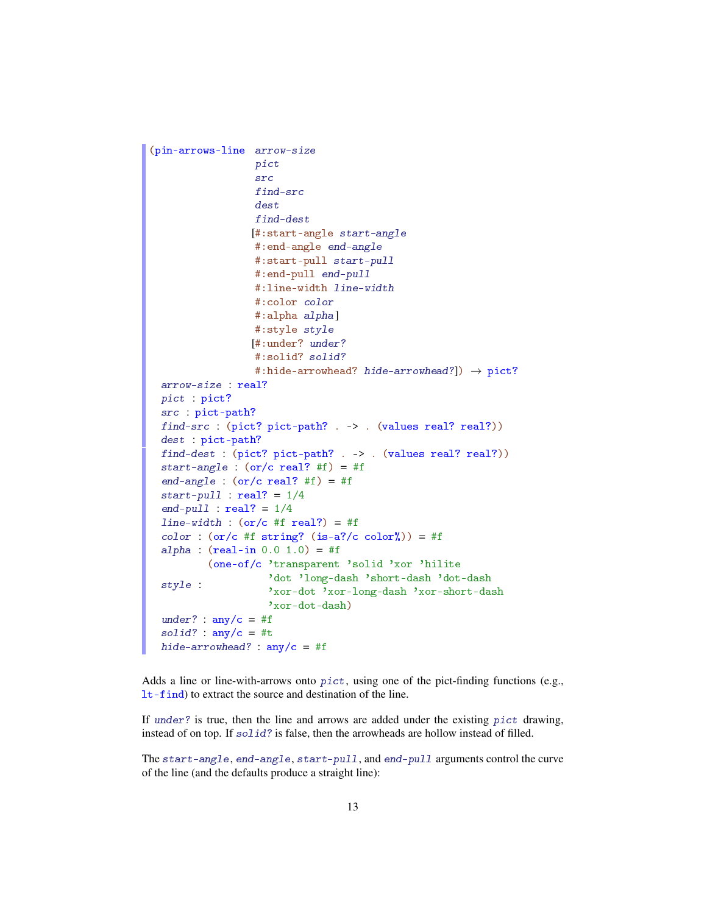```
(pin-arrows-line  arrow-size
                  pict
                  src
                  find-src
                  dest
                  find-dest
                 [#:start-angle start-angle
                  #:end-angle end-angle
                  #:start-pull start-pull
                  #:end-pull end-pull
                  #:line-width line-width
                  #:color color
                  #:alpha alpha]
                  #:style style
                 [#:under? under?
                  #:solid? solid?
                  #:hide-arrowhead? hide-arrowhead?]) → pict?
  arrow-size : real?
  pict : pict?
  src : pict-path?
  find-src : (pict? pict-path? . -> . (values real? real?))
  dest : pict-path?
  find-dest : (pict? pict-path? . -> . (values real? real?))
  start-angle : (or/c real? #f) = #f
  end-angle : (or/c real? #f) = #f
  start-pull : real? = 1/4
  end-pull : real? = 1/4
  line-width : (or/c #f real?) = #f
  color : (or/c #f string? (is-a?/c color%)) = #f
  alpha : (real-in 0.0 1.0) = #f
          (one-of/c 'transparent 'solid 'xor 'hilite
                    'dot 'long-dash 'short-dash 'dot-dash
  style :           'xor-dot 'xor-long-dash 'xor-short-dash
                    'xor-dot-dash)
  under? : any/c = #f
  solid? : any/c = #t
  hide-arrowhead? : any/c = #f
```

Adds a line or line-with-arrows onto `pict`, using one of the pict-finding functions (e.g., `lt-find`) to extract the source and destination of the line.

If `under?` is true, then the line and arrows are added under the existing `pict` drawing, instead of on top. If `solid?` is false, then the arrowheads are hollow instead of filled.

The `start-angle`, `end-angle`, `start-pull`, and `end-pull` arguments control the curve of the line (and the defaults produce a straight line):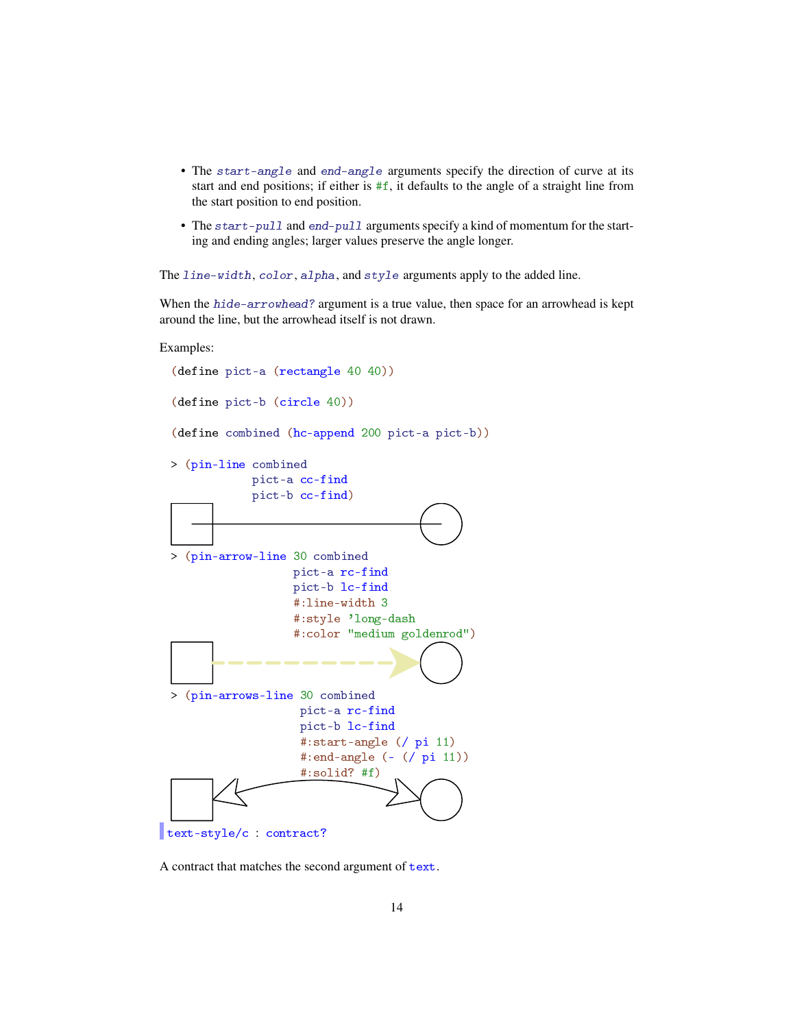- The *start-angle* and *end-angle* arguments specify the direction of curve at its start and end positions; if either is `#f`, it defaults to the angle of a straight line from the start position to end position.
- The *start-pull* and *end-pull* arguments specify a kind of momentum for the starting and ending angles; larger values preserve the angle longer.

The *line-width*, *color*, *alpha*, and *style* arguments apply to the added line.

When the *hide-arrowhead?* argument is a true value, then space for an arrowhead is kept around the line, but the arrowhead itself is not drawn.

Examples:

```
(define pict-a (rectangle 40 40))

(define pict-b (circle 40))

(define combined (hc-append 200 pict-a pict-b))

> (pin-line combined
            pict-a cc-find
            pict-b cc-find)
```

```
> (pin-arrow-line 30 combined
                  pict-a rc-find
                  pict-b lc-find
                  #:line-width 3
                  #:style 'long-dash
                  #:color "medium goldenrod")
```

```
> (pin-arrows-line 30 combined
                   pict-a rc-find
                   pict-b lc-find
                   #:start-angle (/ pi 11)
                   #:end-angle (- (/ pi 11))
                   #:solid? #f)
```

`text-style/c : contract?`

A contract that matches the second argument of `text`.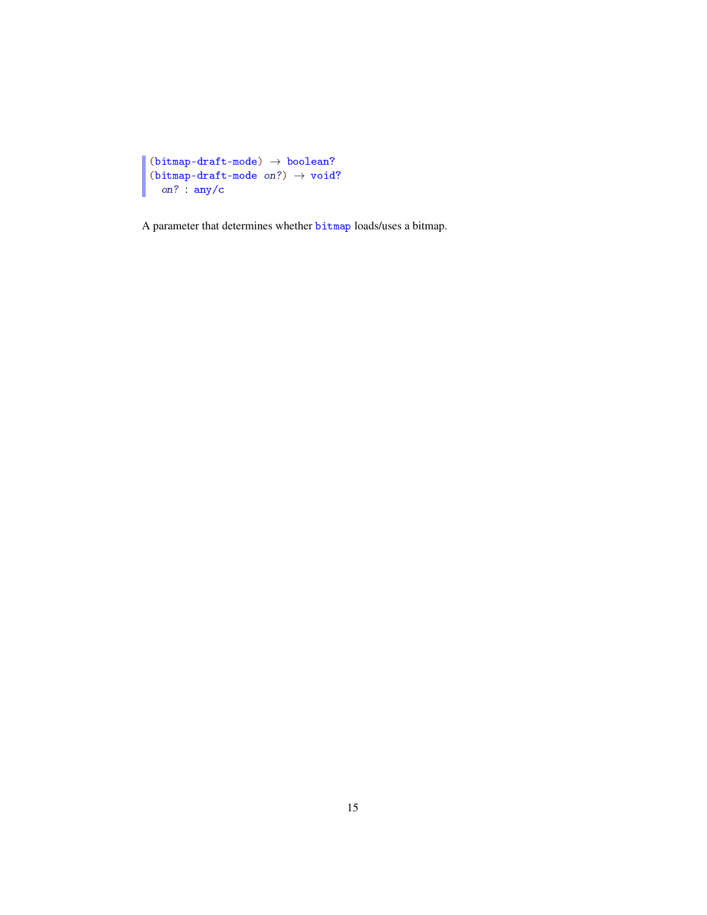```
(bitmap-draft-mode) → boolean?
(bitmap-draft-mode on?) → void?
  on? : any/c
```

A parameter that determines whether `bitmap` loads/uses a bitmap.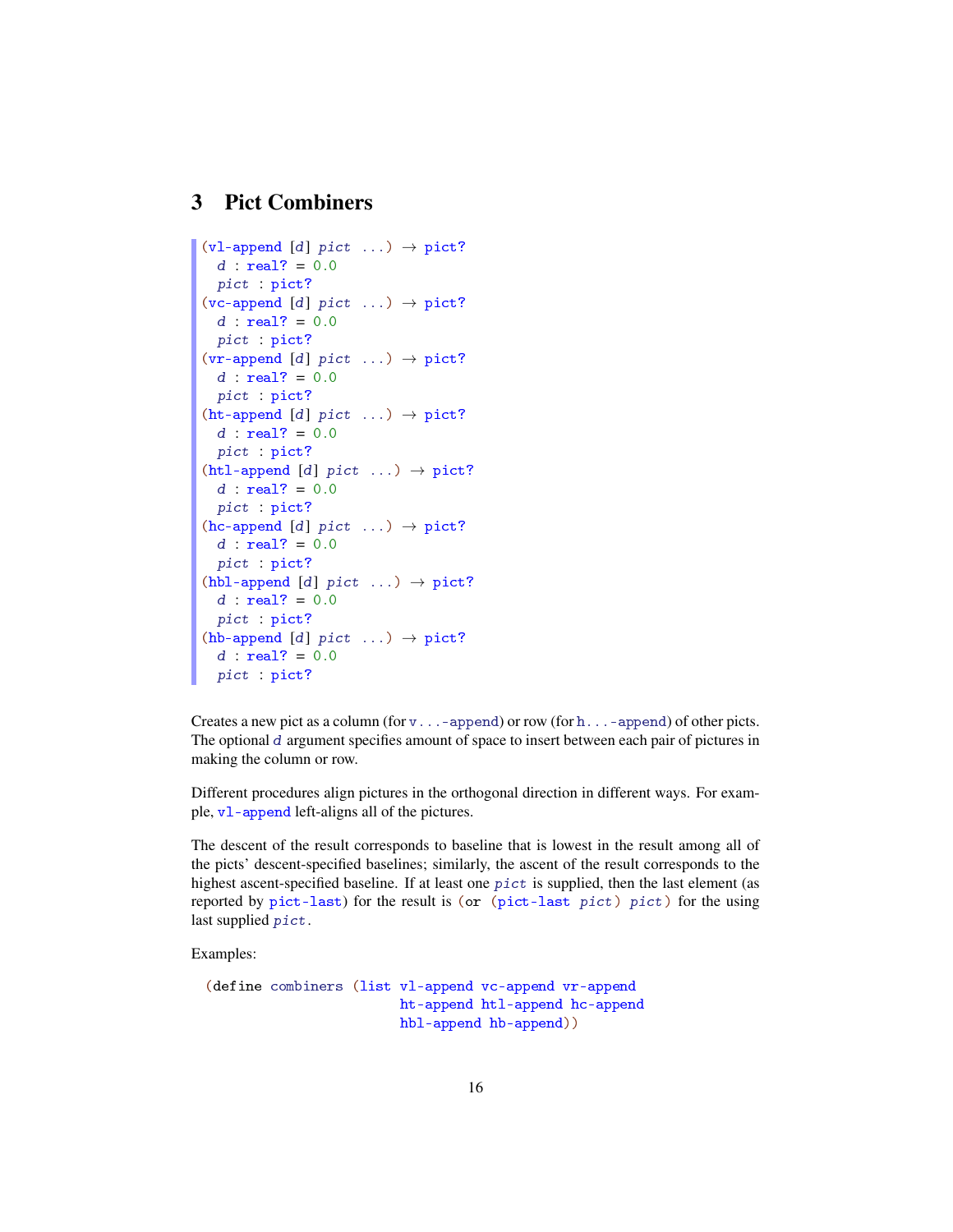## 3 Pict Combiners

```
(vl-append [d] pict ...) → pict?
  d : real? = 0.0
  pict : pict?
(vc-append [d] pict ...) → pict?
  d : real? = 0.0
  pict : pict?
(vr-append [d] pict ...) → pict?
  d : real? = 0.0
  pict : pict?
(ht-append [d] pict ...) → pict?
  d : real? = 0.0
  pict : pict?
(htl-append [d] pict ...) → pict?
  d : real? = 0.0
  pict : pict?
(hc-append [d] pict ...) → pict?
  d : real? = 0.0
  pict : pict?
(hbl-append [d] pict ...) → pict?
  d : real? = 0.0
  pict : pict?
(hb-append [d] pict ...) → pict?
  d : real? = 0.0
  pict : pict?
```

Creates a new pict as a column (for `v...-append`) or row (for `h...-append`) of other picts. The optional *d* argument specifies amount of space to insert between each pair of pictures in making the column or row.

Different procedures align pictures in the orthogonal direction in different ways. For example, `vl-append` left-aligns all of the pictures.

The descent of the result corresponds to baseline that is lowest in the result among all of the picts' descent-specified baselines; similarly, the ascent of the result corresponds to the highest ascent-specified baseline. If at least one *pict* is supplied, then the last element (as reported by `pict-last`) for the result is `(or (pict-last pict) pict)` for the using last supplied *pict*.

Examples:

```
(define combiners (list vl-append vc-append vr-append
                        ht-append htl-append hc-append
                        hbl-append hb-append))
```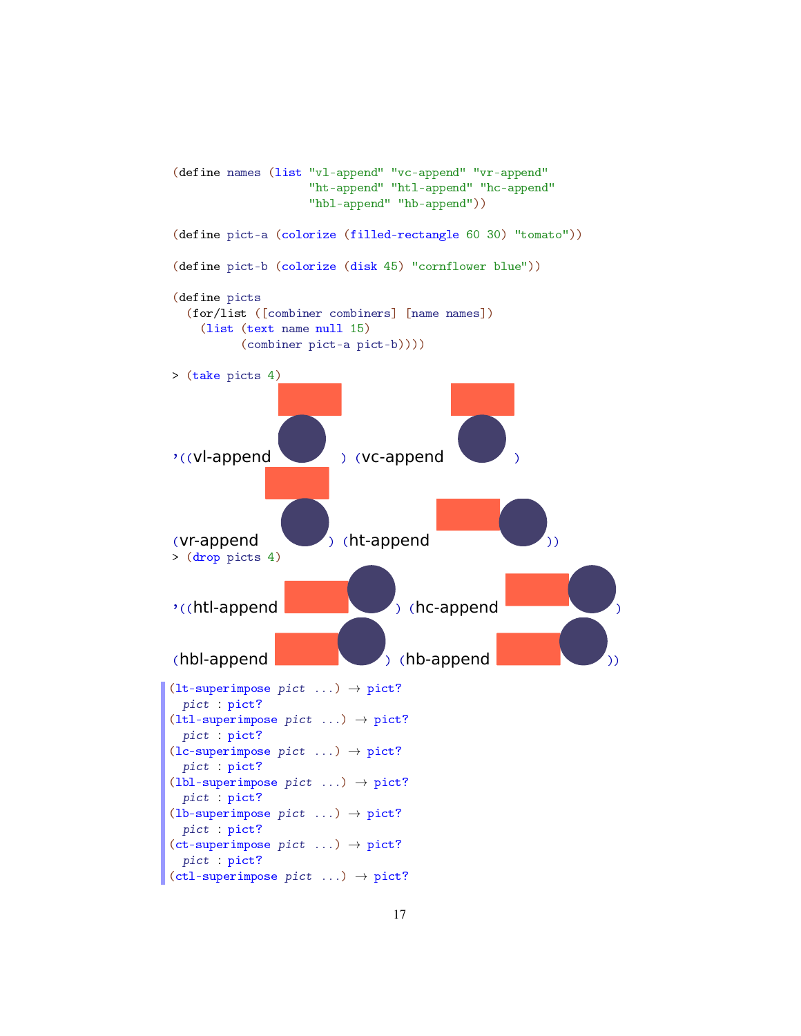```racket
(define names (list "vl-append" "vc-append" "vr-append"
                    "ht-append" "htl-append" "hc-append"
                    "hbl-append" "hb-append"))

(define pict-a (colorize (filled-rectangle 60 30) "tomato"))

(define pict-b (colorize (disk 45) "cornflower blue"))

(define picts
  (for/list ([combiner combiners] [name names])
    (list (text name null 15)
          (combiner pict-a pict-b))))
```

```racket
> (take picts 4)
```

'((vl-append ) (vc-append )
(vr-append ) (ht-append ))

```racket
> (drop picts 4)
```

'((htl-append ) (hc-append )
(hbl-append ) (hb-append ))

```racket
(lt-superimpose pict ...) → pict?
  pict : pict?
(ltl-superimpose pict ...) → pict?
  pict : pict?
(lc-superimpose pict ...) → pict?
  pict : pict?
(lbl-superimpose pict ...) → pict?
  pict : pict?
(lb-superimpose pict ...) → pict?
  pict : pict?
(ct-superimpose pict ...) → pict?
  pict : pict?
(ctl-superimpose pict ...) → pict?
```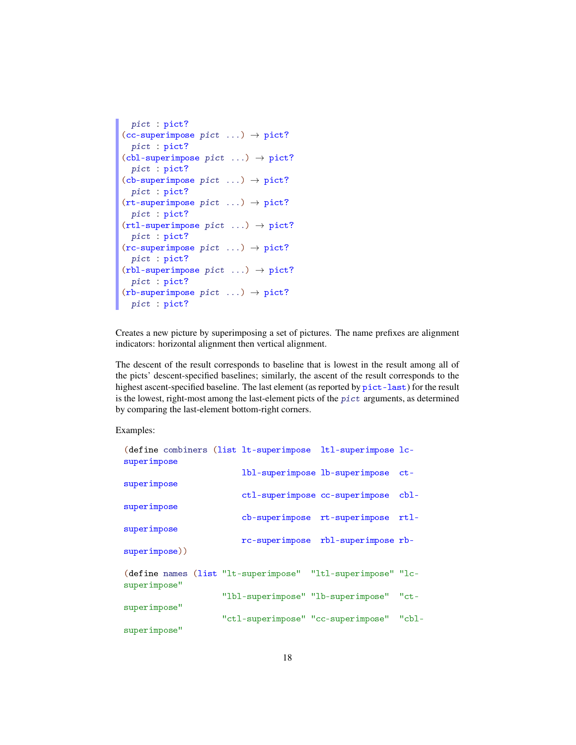```
  pict : pict?
(cc-superimpose pict ...) → pict?
  pict : pict?
(cbl-superimpose pict ...) → pict?
  pict : pict?
(cb-superimpose pict ...) → pict?
  pict : pict?
(rt-superimpose pict ...) → pict?
  pict : pict?
(rtl-superimpose pict ...) → pict?
  pict : pict?
(rc-superimpose pict ...) → pict?
  pict : pict?
(rbl-superimpose pict ...) → pict?
  pict : pict?
(rb-superimpose pict ...) → pict?
  pict : pict?
```

Creates a new picture by superimposing a set of pictures. The name prefixes are alignment indicators: horizontal alignment then vertical alignment.

The descent of the result corresponds to baseline that is lowest in the result among all of the picts' descent-specified baselines; similarly, the ascent of the result corresponds to the highest ascent-specified baseline. The last element (as reported by `pict-last`) for the result is the lowest, right-most among the last-element picts of the *pict* arguments, as determined by comparing the last-element bottom-right corners.

Examples:

```
(define combiners (list lt-superimpose  ltl-superimpose lc-superimpose
                        lbl-superimpose lb-superimpose  ct-superimpose
                        ctl-superimpose cc-superimpose  cbl-superimpose
                        cb-superimpose  rt-superimpose  rtl-superimpose
                        rc-superimpose  rbl-superimpose rb-superimpose))

(define names (list "lt-superimpose"  "ltl-superimpose" "lc-superimpose"
                    "lbl-superimpose" "lb-superimpose"  "ct-superimpose"
                    "ctl-superimpose" "cc-superimpose"  "cbl-superimpose"
```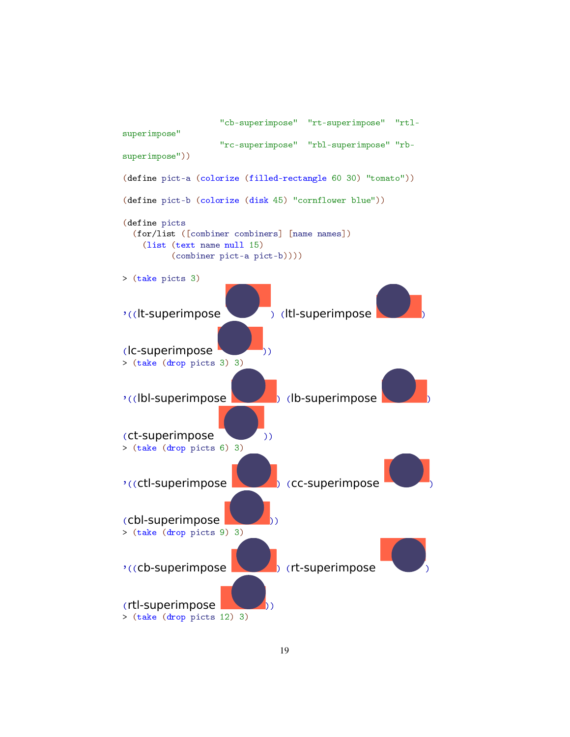```
                   "cb-superimpose"  "rt-superimpose"  "rtl-
superimpose"
                   "rc-superimpose"  "rbl-superimpose" "rb-
superimpose"))

(define pict-a (colorize (filled-rectangle 60 30) "tomato"))

(define pict-b (colorize (disk 45) "cornflower blue"))

(define picts
  (for/list ([combiner combiners] [name names])
    (list (text name null 15)
          (combiner pict-a pict-b))))

> (take picts 3)
'((lt-superimpose ) (ltl-superimpose )
(lc-superimpose ))
> (take (drop picts 3) 3)
'((lbl-superimpose ) (lb-superimpose )
(ct-superimpose ))
> (take (drop picts 6) 3)
'((ctl-superimpose ) (cc-superimpose )
(cbl-superimpose ))
> (take (drop picts 9) 3)
'((cb-superimpose ) (rt-superimpose )
(rtl-superimpose ))
> (take (drop picts 12) 3)
```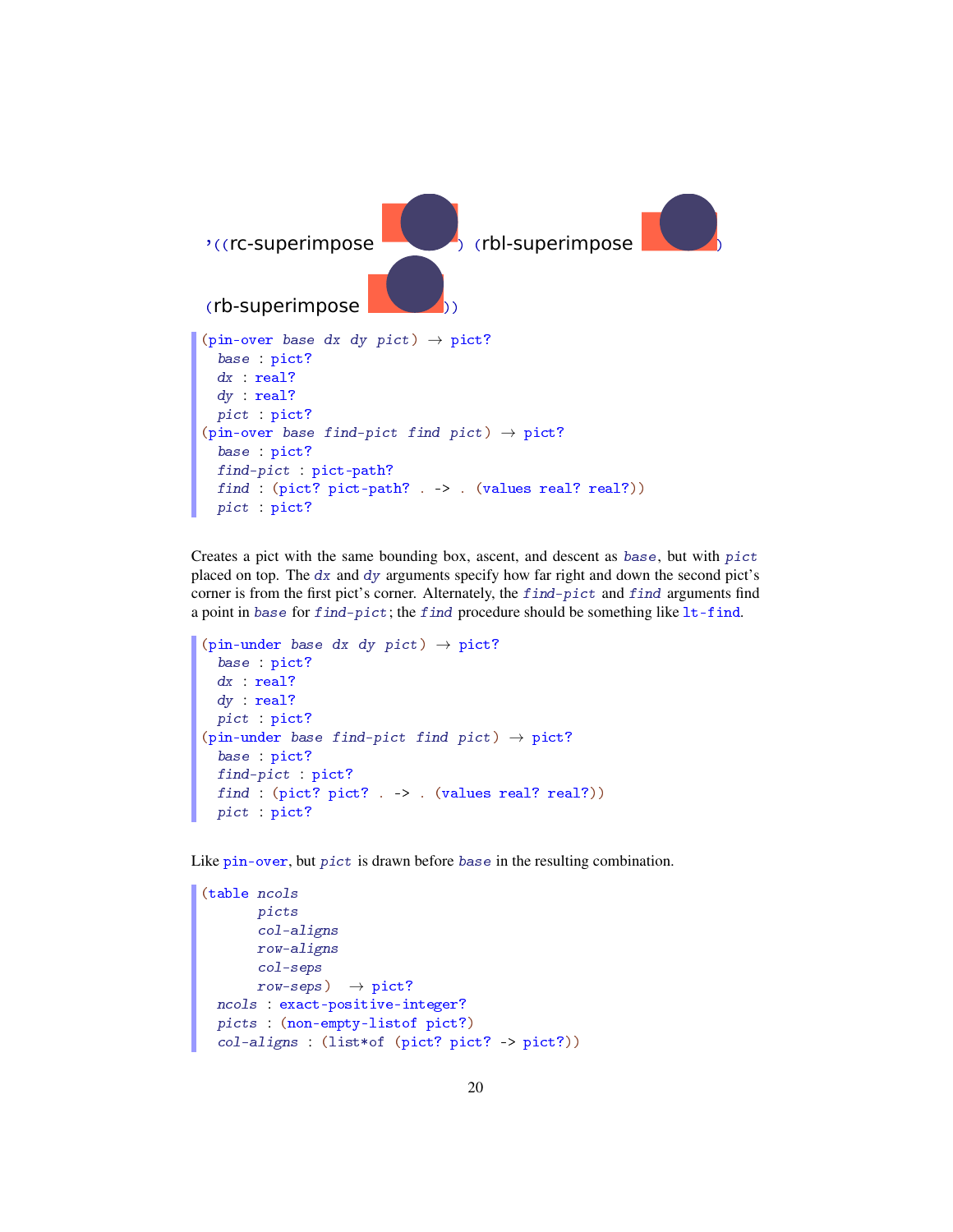```
'((rc-superimpose ) (rbl-superimpose )
 (rb-superimpose ))
```

```
(pin-over base dx dy pict) → pict?
  base : pict?
  dx : real?
  dy : real?
  pict : pict?
(pin-over base find-pict find pict) → pict?
  base : pict?
  find-pict : pict-path?
  find : (pict? pict-path? . -> . (values real? real?))
  pict : pict?
```

Creates a pict with the same bounding box, ascent, and descent as `base`, but with `pict` placed on top. The `dx` and `dy` arguments specify how far right and down the second pict's corner is from the first pict's corner. Alternately, the `find-pict` and `find` arguments find a point in `base` for `find-pict`; the `find` procedure should be something like `lt-find`.

```
(pin-under base dx dy pict) → pict?
  base : pict?
  dx : real?
  dy : real?
  pict : pict?
(pin-under base find-pict find pict) → pict?
  base : pict?
  find-pict : pict?
  find : (pict? pict? . -> . (values real? real?))
  pict : pict?
```

Like `pin-over`, but `pict` is drawn before `base` in the resulting combination.

```
(table ncols
       picts
       col-aligns
       row-aligns
       col-seps
       row-seps)  → pict?
  ncols : exact-positive-integer?
  picts : (non-empty-listof pict?)
  col-aligns : (list*of (pict? pict? -> pict?))
```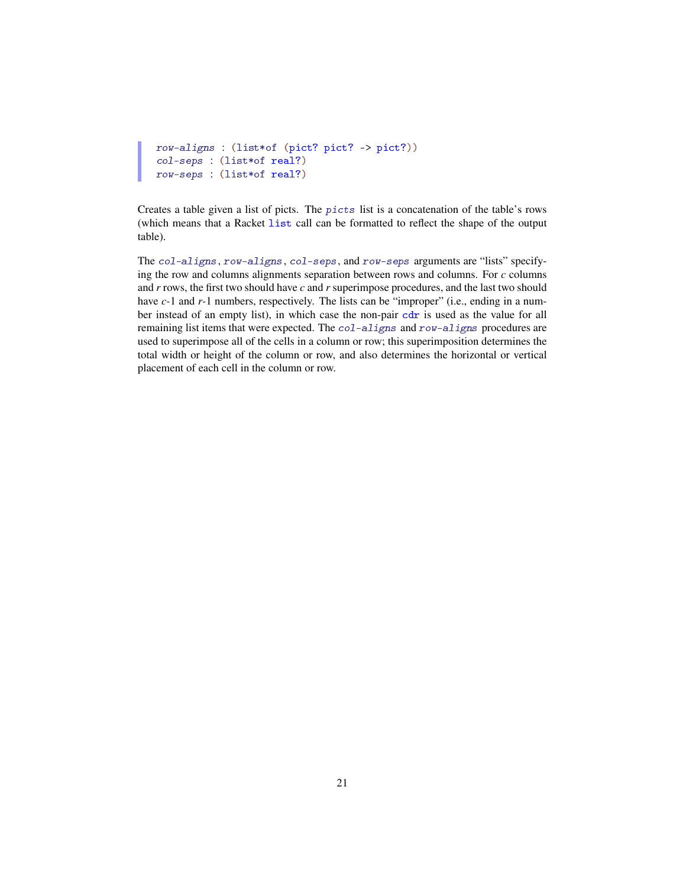```
row-aligns : (list*of (pict? pict? -> pict?))
col-seps : (list*of real?)
row-seps : (list*of real?)
```

Creates a table given a list of picts. The `picts` list is a concatenation of the table's rows (which means that a Racket `list` call can be formatted to reflect the shape of the output table).

The `col-aligns`, `row-aligns`, `col-seps`, and `row-seps` arguments are "lists" specifying the row and columns alignments separation between rows and columns. For *c* columns and *r* rows, the first two should have *c* and *r* superimpose procedures, and the last two should have *c*-1 and *r*-1 numbers, respectively. The lists can be "improper" (i.e., ending in a number instead of an empty list), in which case the non-pair `cdr` is used as the value for all remaining list items that were expected. The `col-aligns` and `row-aligns` procedures are used to superimpose all of the cells in a column or row; this superimposition determines the total width or height of the column or row, and also determines the horizontal or vertical placement of each cell in the column or row.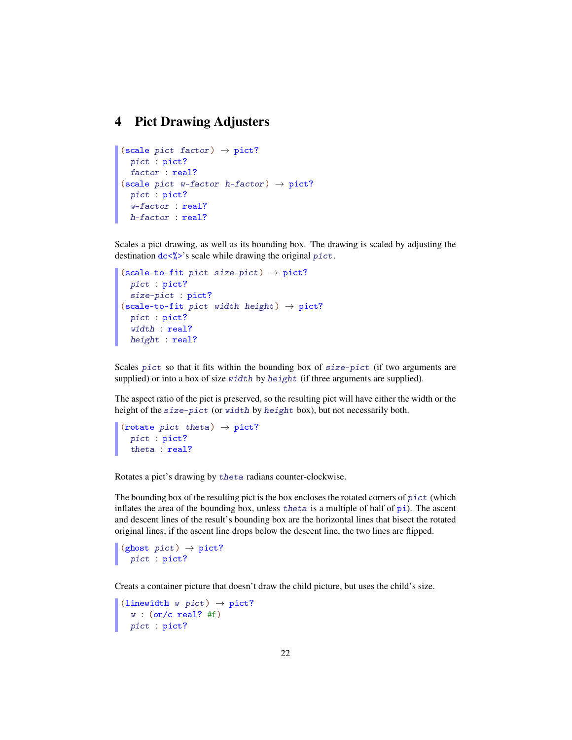# 4 Pict Drawing Adjusters

```
(scale pict factor) → pict?
  pict : pict?
  factor : real?
(scale pict w-factor h-factor) → pict?
  pict : pict?
  w-factor : real?
  h-factor : real?
```

Scales a pict drawing, as well as its bounding box. The drawing is scaled by adjusting the destination dc<%>'s scale while drawing the original *pict*.

```
(scale-to-fit pict size-pict) → pict?
  pict : pict?
  size-pict : pict?
(scale-to-fit pict width height) → pict?
  pict : pict?
  width : real?
  height : real?
```

Scales *pict* so that it fits within the bounding box of *size-pict* (if two arguments are supplied) or into a box of size *width* by *height* (if three arguments are supplied).

The aspect ratio of the pict is preserved, so the resulting pict will have either the width or the height of the *size-pict* (or *width* by *height* box), but not necessarily both.

```
(rotate pict theta) → pict?
  pict : pict?
  theta : real?
```

Rotates a pict's drawing by *theta* radians counter-clockwise.

The bounding box of the resulting pict is the box encloses the rotated corners of *pict* (which inflates the area of the bounding box, unless *theta* is a multiple of half of pi). The ascent and descent lines of the result's bounding box are the horizontal lines that bisect the rotated original lines; if the ascent line drops below the descent line, the two lines are flipped.

```
(ghost pict) → pict?
  pict : pict?
```

Creats a container picture that doesn't draw the child picture, but uses the child's size.

```
(linewidth w pict) → pict?
  w : (or/c real? #f)
  pict : pict?
```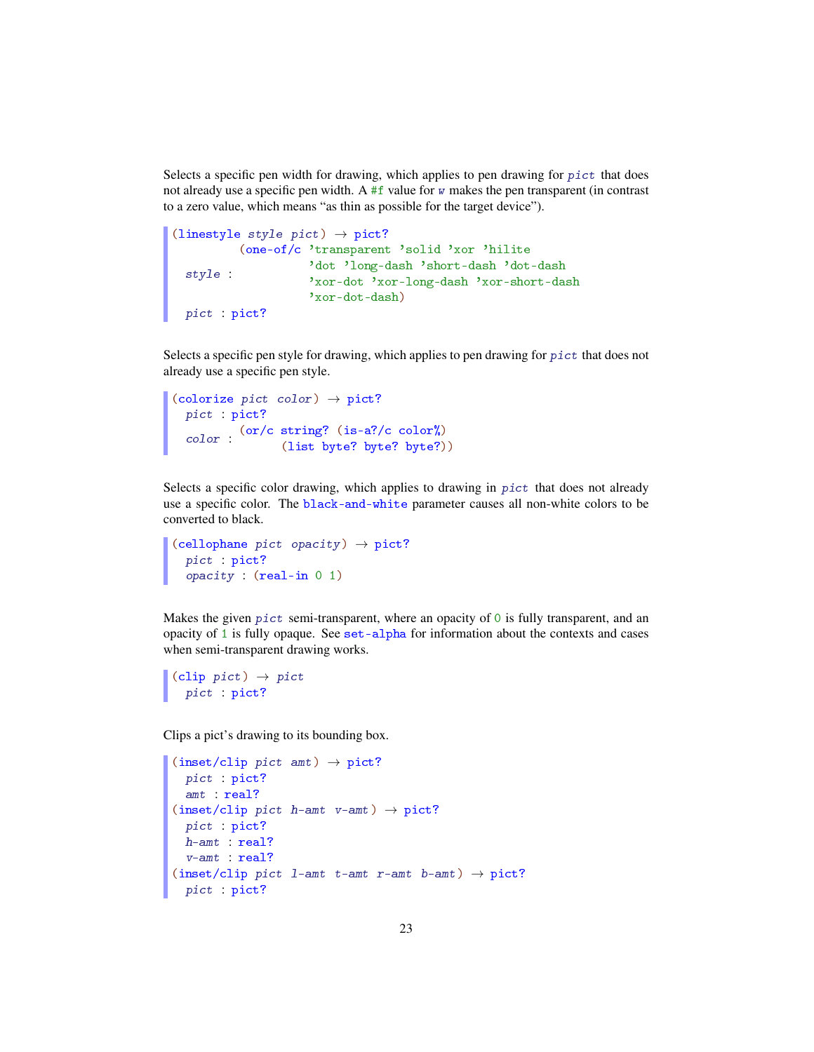Selects a specific pen width for drawing, which applies to pen drawing for *pict* that does not already use a specific pen width. A `#f` value for *w* makes the pen transparent (in contrast to a zero value, which means "as thin as possible for the target device").

```
(linestyle style pict) → pict?
         (one-of/c 'transparent 'solid 'xor 'hilite
                   'dot 'long-dash 'short-dash 'dot-dash
  style :          'xor-dot 'xor-long-dash 'xor-short-dash
                   'xor-dot-dash)
  pict : pict?
```

Selects a specific pen style for drawing, which applies to pen drawing for *pict* that does not already use a specific pen style.

```
(colorize pict color) → pict?
  pict : pict?
          (or/c string? (is-a?/c color%)
  color :       (list byte? byte? byte?))
```

Selects a specific color drawing, which applies to drawing in *pict* that does not already use a specific color. The `black-and-white` parameter causes all non-white colors to be converted to black.

```
(cellophane pict opacity) → pict?
  pict : pict?
  opacity : (real-in 0 1)
```

Makes the given *pict* semi-transparent, where an opacity of `0` is fully transparent, and an opacity of `1` is fully opaque. See `set-alpha` for information about the contexts and cases when semi-transparent drawing works.

```
(clip pict) → pict
  pict : pict?
```

Clips a pict's drawing to its bounding box.

```
(inset/clip pict amt) → pict?
  pict : pict?
  amt : real?
(inset/clip pict h-amt v-amt) → pict?
  pict : pict?
  h-amt : real?
  v-amt : real?
(inset/clip pict l-amt t-amt r-amt b-amt) → pict?
  pict : pict?
```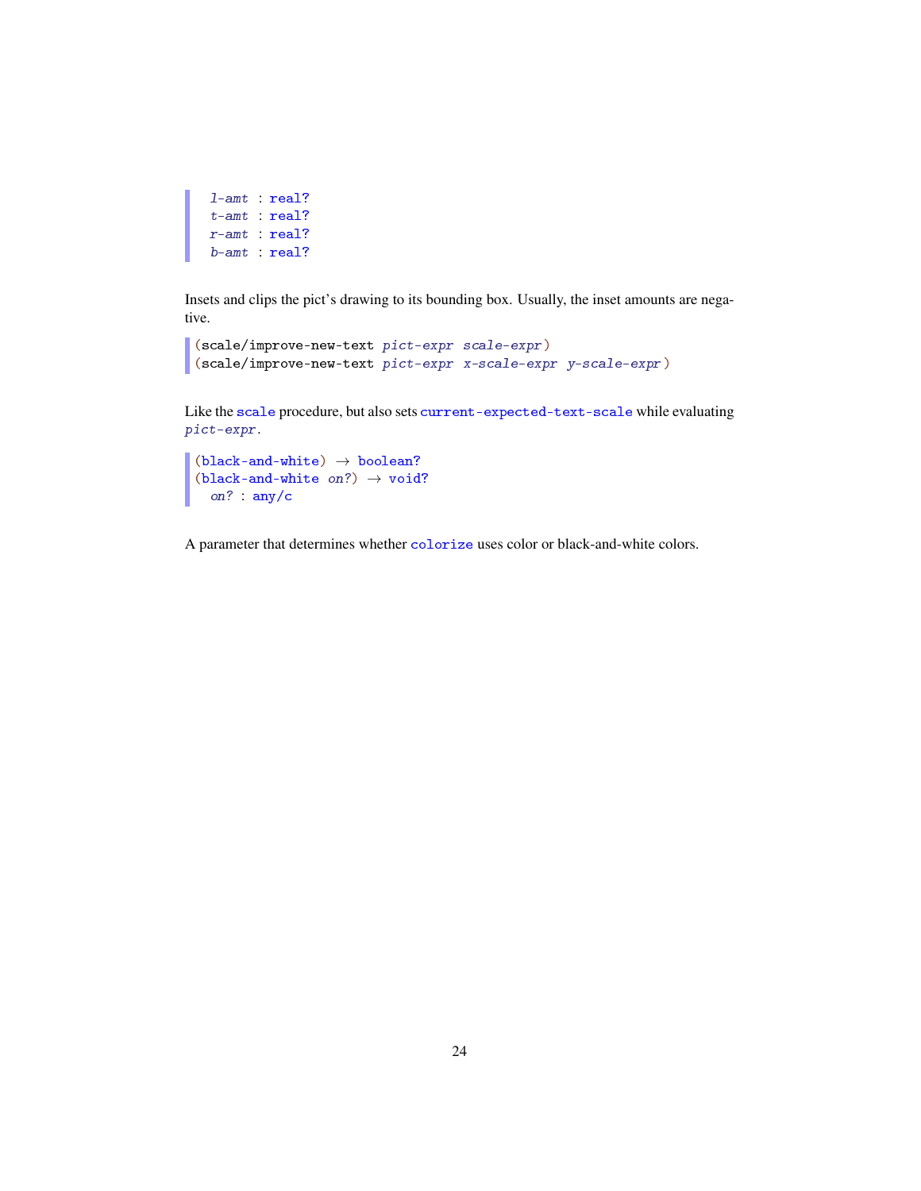```
  l-amt : real?
  t-amt : real?
  r-amt : real?
  b-amt : real?
```

Insets and clips the pict's drawing to its bounding box. Usually, the inset amounts are negative.

```
(scale/improve-new-text pict-expr scale-expr)
(scale/improve-new-text pict-expr x-scale-expr y-scale-expr)
```

Like the `scale` procedure, but also sets `current-expected-text-scale` while evaluating *pict-expr*.

```
(black-and-white) → boolean?
(black-and-white on?) → void?
  on? : any/c
```

A parameter that determines whether `colorize` uses color or black-and-white colors.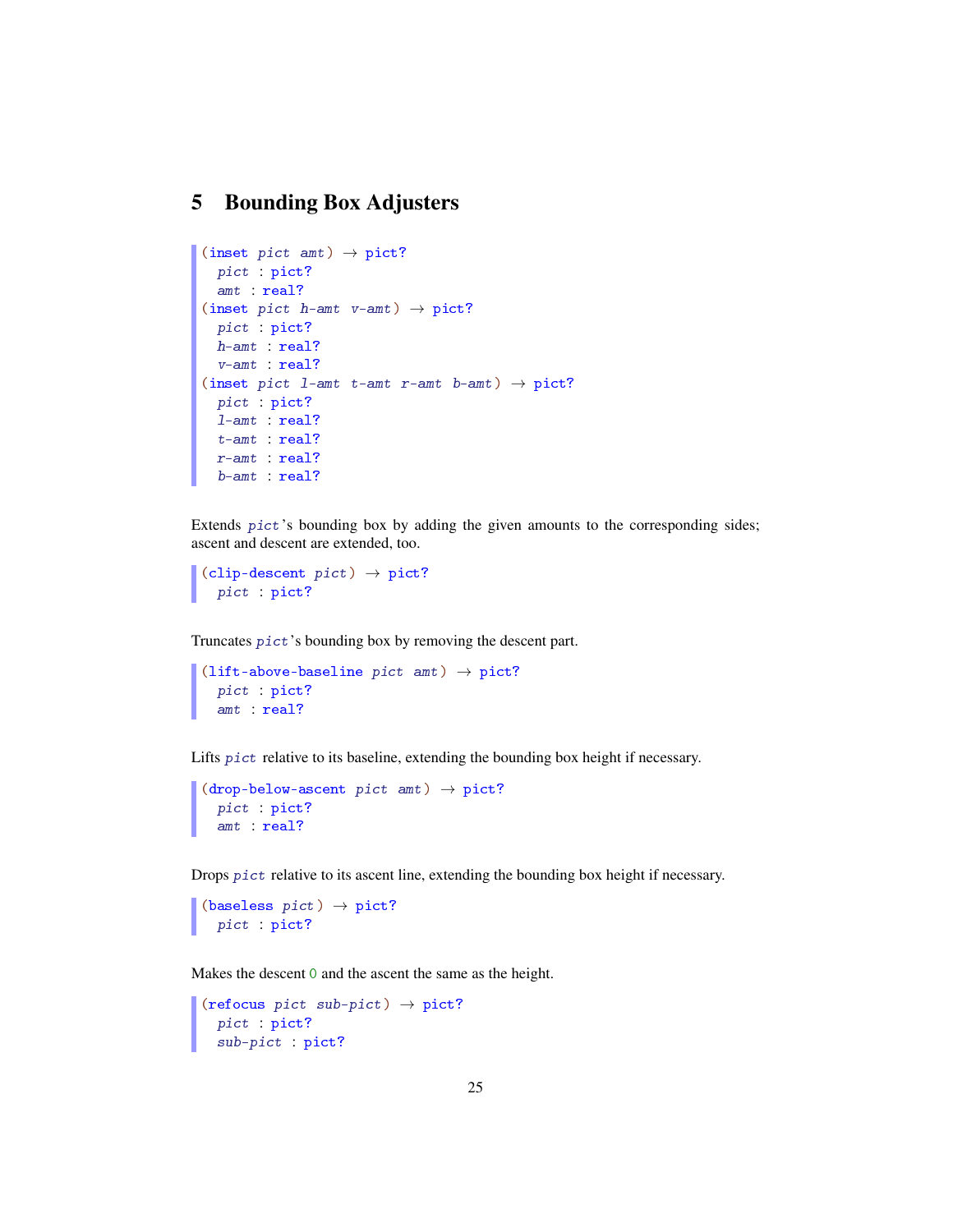## 5 Bounding Box Adjusters

```
(inset pict amt) → pict?
  pict : pict?
  amt : real?
(inset pict h-amt v-amt) → pict?
  pict : pict?
  h-amt : real?
  v-amt : real?
(inset pict l-amt t-amt r-amt b-amt) → pict?
  pict : pict?
  l-amt : real?
  t-amt : real?
  r-amt : real?
  b-amt : real?
```

Extends `pict`'s bounding box by adding the given amounts to the corresponding sides; ascent and descent are extended, too.

```
(clip-descent pict) → pict?
  pict : pict?
```

Truncates `pict`'s bounding box by removing the descent part.

```
(lift-above-baseline pict amt) → pict?
  pict : pict?
  amt : real?
```

Lifts `pict` relative to its baseline, extending the bounding box height if necessary.

```
(drop-below-ascent pict amt) → pict?
  pict : pict?
  amt : real?
```

Drops `pict` relative to its ascent line, extending the bounding box height if necessary.

```
(baseless pict) → pict?
  pict : pict?
```

Makes the descent `0` and the ascent the same as the height.

```
(refocus pict sub-pict) → pict?
  pict : pict?
  sub-pict : pict?
```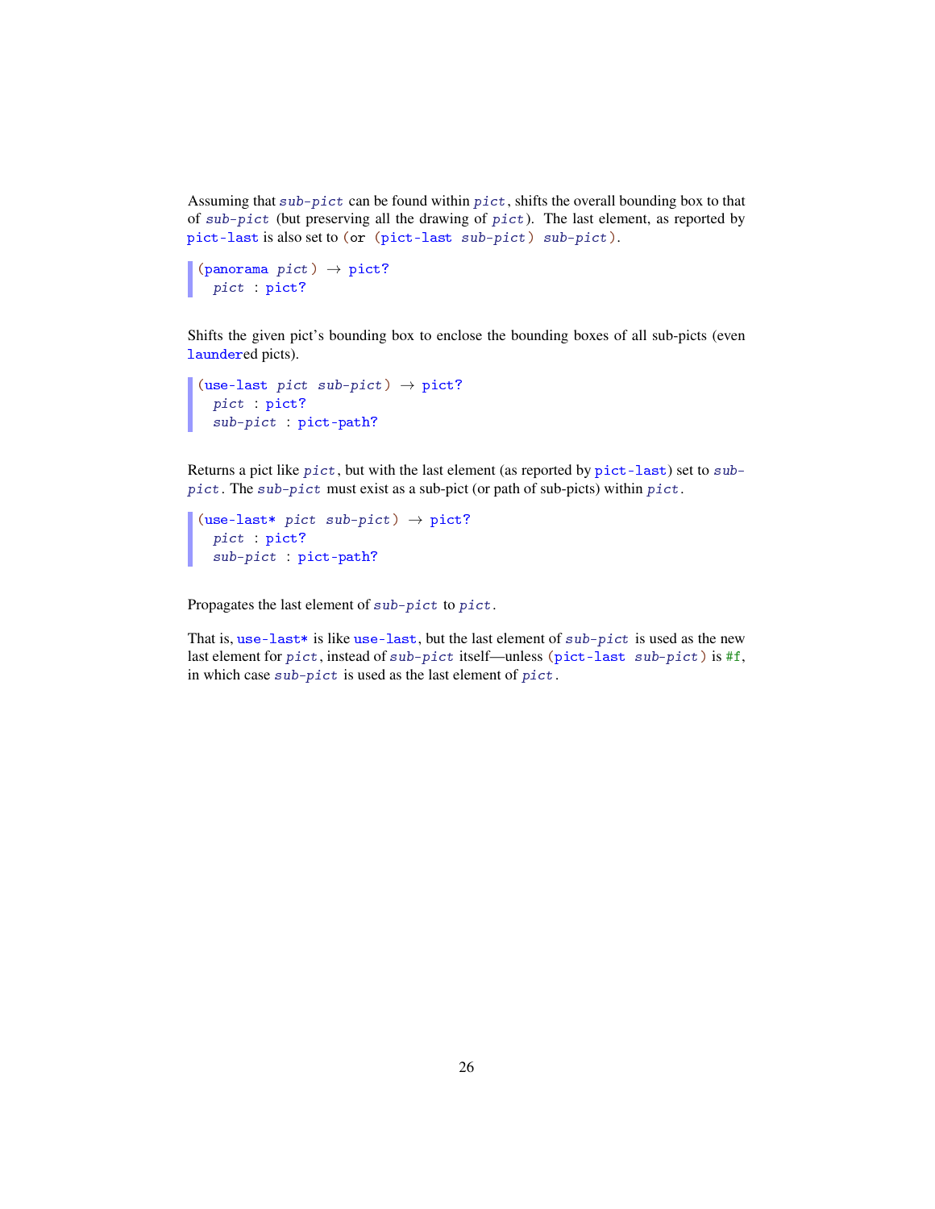Assuming that `sub-pict` can be found within `pict`, shifts the overall bounding box to that of `sub-pict` (but preserving all the drawing of `pict`). The last element, as reported by `pict-last` is also set to `(or (pict-last sub-pict) sub-pict)`.

```
(panorama pict) → pict?
  pict : pict?
```

Shifts the given pict's bounding box to enclose the bounding boxes of all sub-picts (even `launder`ed picts).

```
(use-last pict sub-pict) → pict?
  pict : pict?
  sub-pict : pict-path?
```

Returns a pict like `pict`, but with the last element (as reported by `pict-last`) set to `sub-pict`. The `sub-pict` must exist as a sub-pict (or path of sub-picts) within `pict`.

```
(use-last* pict sub-pict) → pict?
  pict : pict?
  sub-pict : pict-path?
```

Propagates the last element of `sub-pict` to `pict`.

That is, `use-last*` is like `use-last`, but the last element of `sub-pict` is used as the new last element for `pict`, instead of `sub-pict` itself—unless `(pict-last sub-pict)` is `#f`, in which case `sub-pict` is used as the last element of `pict`.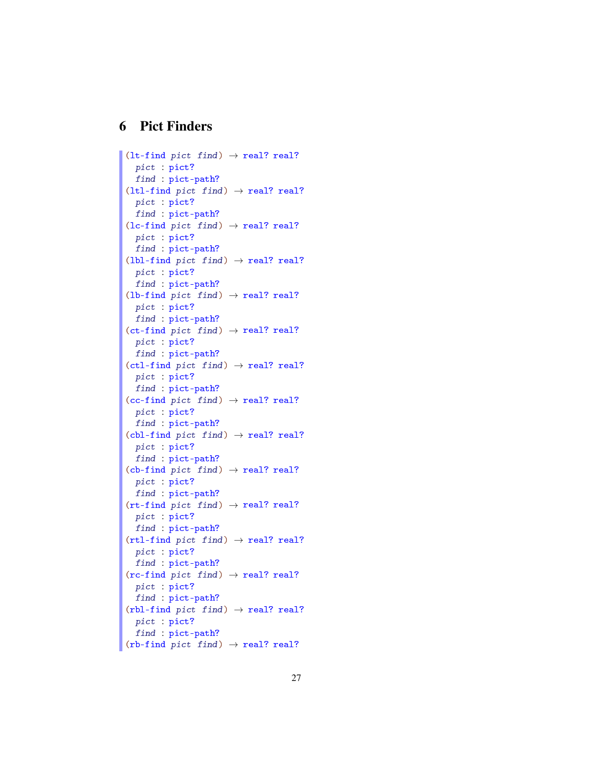## 6 Pict Finders

```
(lt-find pict find) → real? real?
  pict : pict?
  find : pict-path?
(ltl-find pict find) → real? real?
  pict : pict?
  find : pict-path?
(lc-find pict find) → real? real?
  pict : pict?
  find : pict-path?
(lbl-find pict find) → real? real?
  pict : pict?
  find : pict-path?
(lb-find pict find) → real? real?
  pict : pict?
  find : pict-path?
(ct-find pict find) → real? real?
  pict : pict?
  find : pict-path?
(ctl-find pict find) → real? real?
  pict : pict?
  find : pict-path?
(cc-find pict find) → real? real?
  pict : pict?
  find : pict-path?
(cbl-find pict find) → real? real?
  pict : pict?
  find : pict-path?
(cb-find pict find) → real? real?
  pict : pict?
  find : pict-path?
(rt-find pict find) → real? real?
  pict : pict?
  find : pict-path?
(rtl-find pict find) → real? real?
  pict : pict?
  find : pict-path?
(rc-find pict find) → real? real?
  pict : pict?
  find : pict-path?
(rbl-find pict find) → real? real?
  pict : pict?
  find : pict-path?
(rb-find pict find) → real? real?
```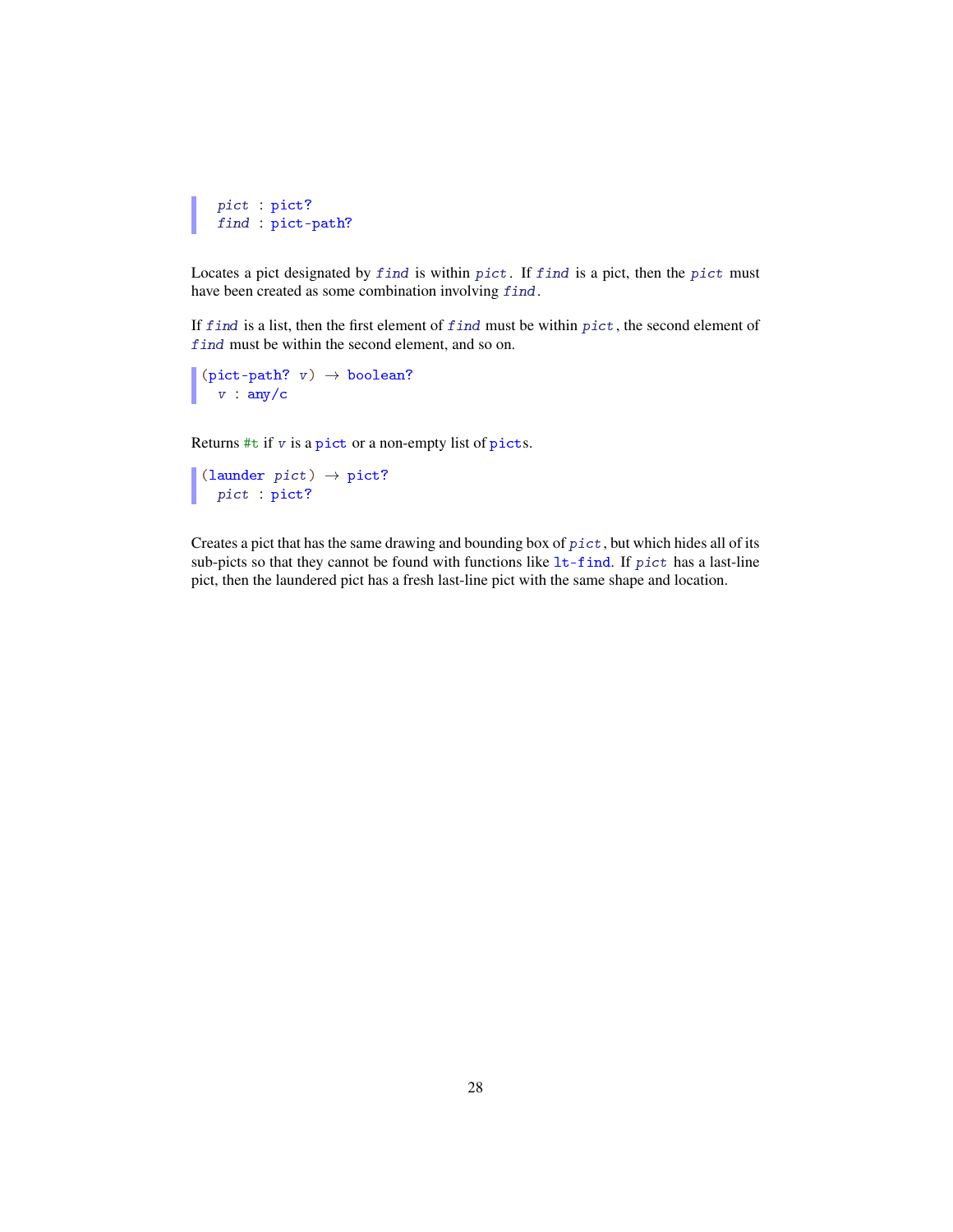```
pict : pict?
find : pict-path?
```

Locates a pict designated by *find* is within *pict*. If *find* is a pict, then the *pict* must have been created as some combination involving *find*.

If *find* is a list, then the first element of *find* must be within *pict*, the second element of *find* must be within the second element, and so on.

```
(pict-path? v) → boolean?
  v : any/c
```

Returns `#t` if *v* is a `pict` or a non-empty list of `pict`s.

```
(launder pict) → pict?
  pict : pict?
```

Creates a pict that has the same drawing and bounding box of *pict*, but which hides all of its sub-picts so that they cannot be found with functions like `lt-find`. If *pict* has a last-line pict, then the laundered pict has a fresh last-line pict with the same shape and location.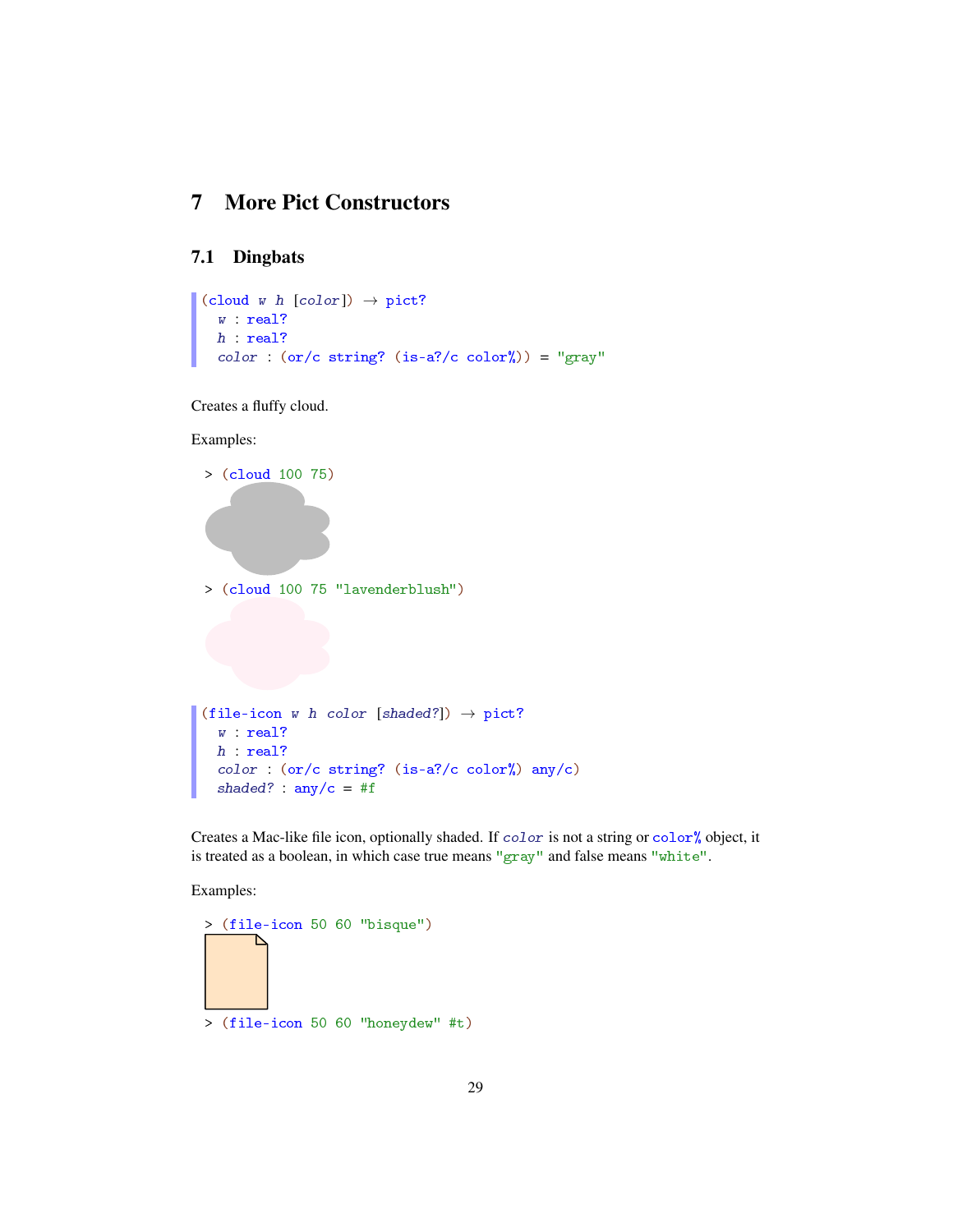# 7 More Pict Constructors

## 7.1 Dingbats

```
(cloud w h [color]) → pict?
  w : real?
  h : real?
  color : (or/c string? (is-a?/c color%)) = "gray"
```

Creates a fluffy cloud.

Examples:

```
> (cloud 100 75)
```

```
> (cloud 100 75 "lavenderblush")
```

```
(file-icon w h color [shaded?]) → pict?
  w : real?
  h : real?
  color : (or/c string? (is-a?/c color%) any/c)
  shaded? : any/c = #f
```

Creates a Mac-like file icon, optionally shaded. If *color* is not a string or `color%` object, it is treated as a boolean, in which case true means `"gray"` and false means `"white"`.

Examples:

```
> (file-icon 50 60 "bisque")
```

```
> (file-icon 50 60 "honeydew" #t)
```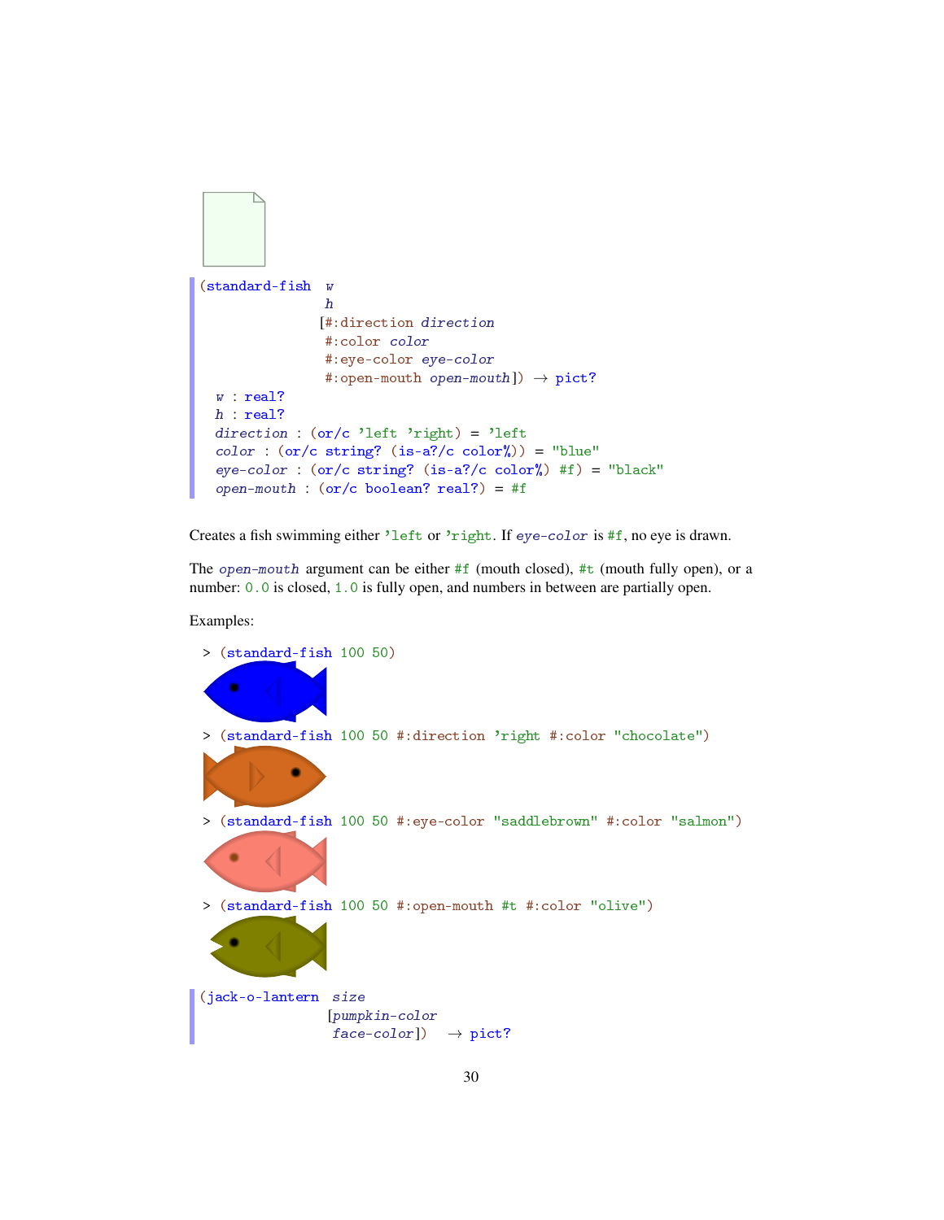```
(standard-fish  w
                h
               [#:direction direction
                #:color color
                #:eye-color eye-color
                #:open-mouth open-mouth]) → pict?
  w : real?
  h : real?
  direction : (or/c 'left 'right) = 'left
  color : (or/c string? (is-a?/c color%)) = "blue"
  eye-color : (or/c string? (is-a?/c color%) #f) = "black"
  open-mouth : (or/c boolean? real?) = #f
```

Creates a fish swimming either `'left` or `'right`. If *eye-color* is `#f`, no eye is drawn.

The *open-mouth* argument can be either `#f` (mouth closed), `#t` (mouth fully open), or a number: `0.0` is closed, `1.0` is fully open, and numbers in between are partially open.

Examples:

```
> (standard-fish 100 50)
```

```
> (standard-fish 100 50 #:direction 'right #:color "chocolate")
```

```
> (standard-fish 100 50 #:eye-color "saddlebrown" #:color "salmon")
```

```
> (standard-fish 100 50 #:open-mouth #t #:color "olive")
```

```
(jack-o-lantern  size
                [pumpkin-color
                 face-color])  → pict?
```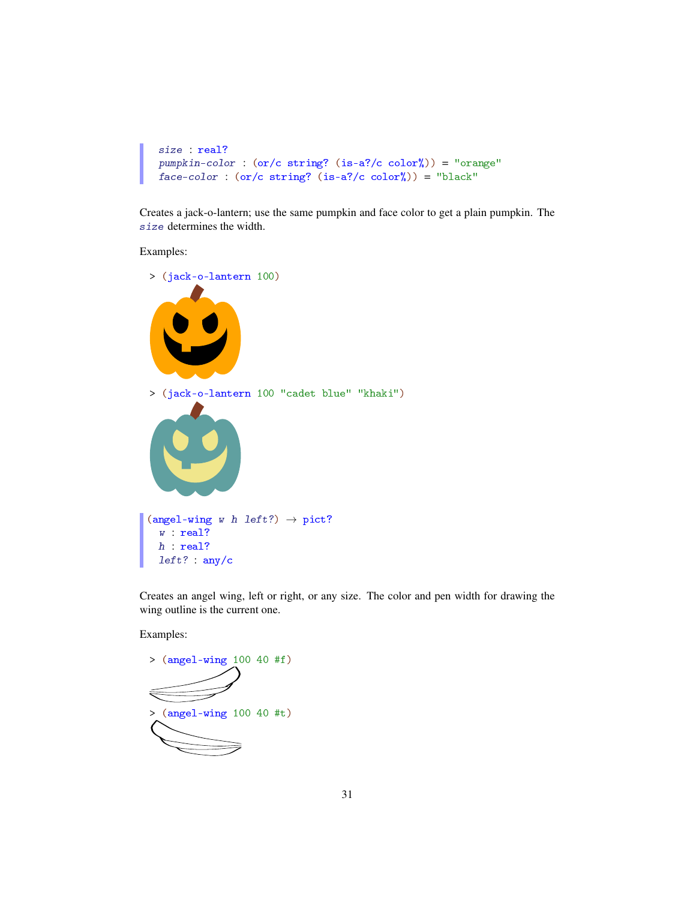```
size : real?
pumpkin-color : (or/c string? (is-a?/c color%)) = "orange"
face-color : (or/c string? (is-a?/c color%)) = "black"
```

Creates a jack-o-lantern; use the same pumpkin and face color to get a plain pumpkin. The *size* determines the width.

Examples:

```
> (jack-o-lantern 100)
```

```
> (jack-o-lantern 100 "cadet blue" "khaki")
```

```
(angel-wing w h left?) → pict?
  w : real?
  h : real?
  left? : any/c
```

Creates an angel wing, left or right, or any size. The color and pen width for drawing the wing outline is the current one.

Examples:

```
> (angel-wing 100 40 #f)
```

```
> (angel-wing 100 40 #t)
```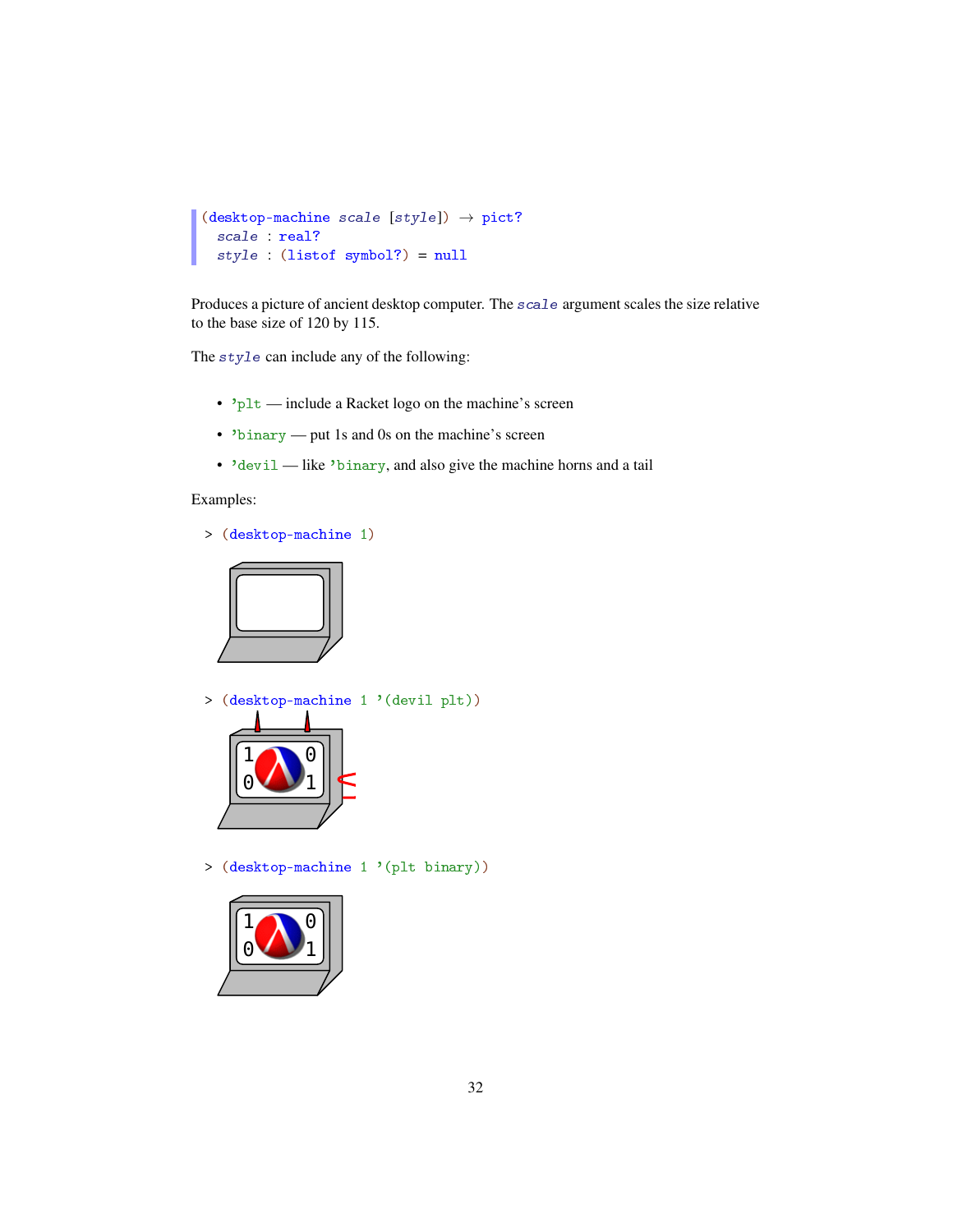```
(desktop-machine scale [style]) → pict?
  scale : real?
  style : (listof symbol?) = null
```

Produces a picture of ancient desktop computer. The *scale* argument scales the size relative to the base size of 120 by 115.

The *style* can include any of the following:

- `'plt` — include a Racket logo on the machine's screen
- `'binary` — put 1s and 0s on the machine's screen
- `'devil` — like `'binary`, and also give the machine horns and a tail

Examples:

```
> (desktop-machine 1)
```

```
> (desktop-machine 1 '(devil plt))
```

```
> (desktop-machine 1 '(plt binary))
```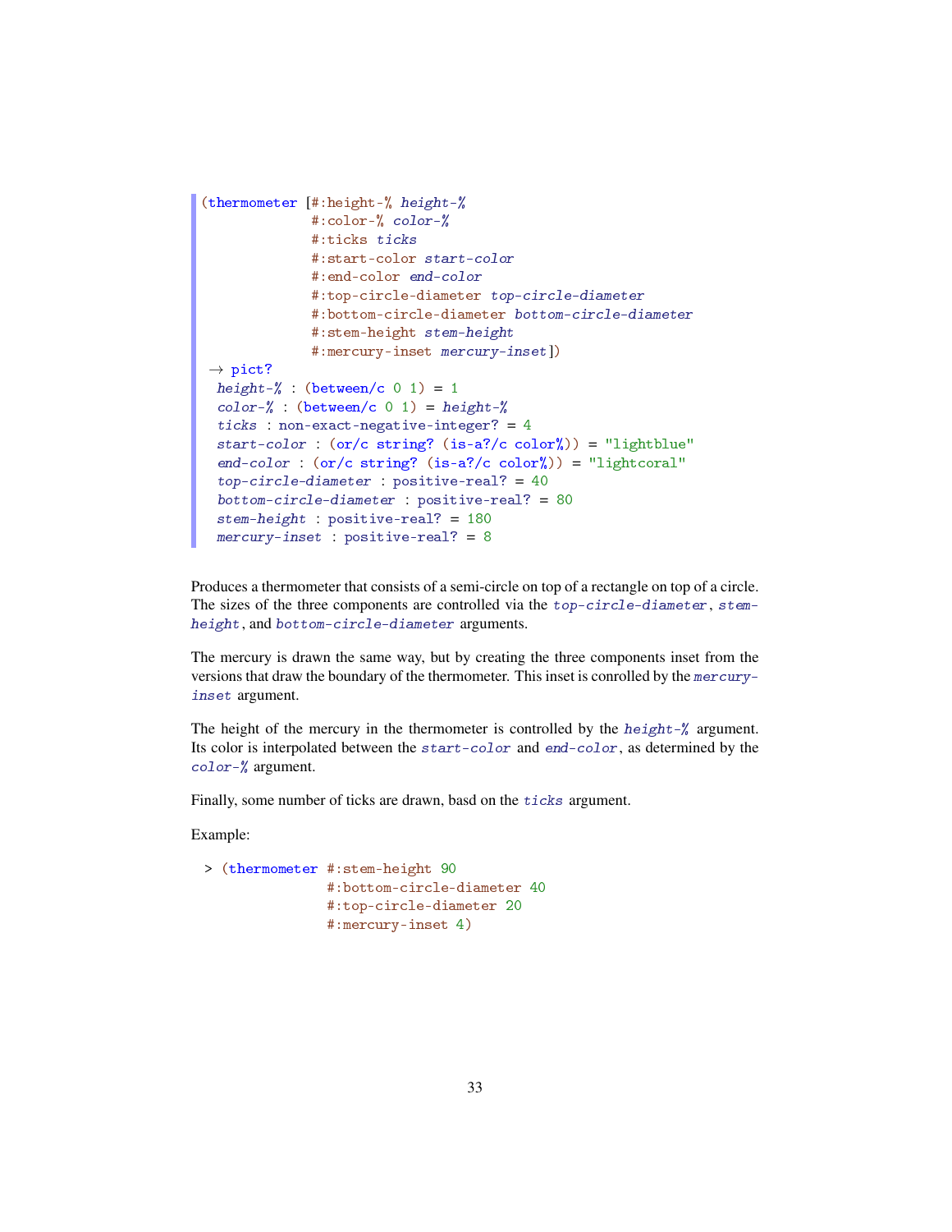```
(thermometer [#:height-% height-%
              #:color-% color-%
              #:ticks ticks
              #:start-color start-color
              #:end-color end-color
              #:top-circle-diameter top-circle-diameter
              #:bottom-circle-diameter bottom-circle-diameter
              #:stem-height stem-height
              #:mercury-inset mercury-inset])
 → pict?
  height-% : (between/c 0 1) = 1
  color-% : (between/c 0 1) = height-%
  ticks : non-exact-negative-integer? = 4
  start-color : (or/c string? (is-a?/c color%)) = "lightblue"
  end-color : (or/c string? (is-a?/c color%)) = "lightcoral"
  top-circle-diameter : positive-real? = 40
  bottom-circle-diameter : positive-real? = 80
  stem-height : positive-real? = 180
  mercury-inset : positive-real? = 8
```

Produces a thermometer that consists of a semi-circle on top of a rectangle on top of a circle. The sizes of the three components are controlled via the `top-circle-diameter`, `stem-height`, and `bottom-circle-diameter` arguments.

The mercury is drawn the same way, but by creating the three components inset from the versions that draw the boundary of the thermometer. This inset is conrolled by the `mercury-inset` argument.

The height of the mercury in the thermometer is controlled by the `height-%` argument. Its color is interpolated between the `start-color` and `end-color`, as determined by the `color-%` argument.

Finally, some number of ticks are drawn, basd on the `ticks` argument.

Example:

```
> (thermometer #:stem-height 90
               #:bottom-circle-diameter 40
               #:top-circle-diameter 20
               #:mercury-inset 4)
```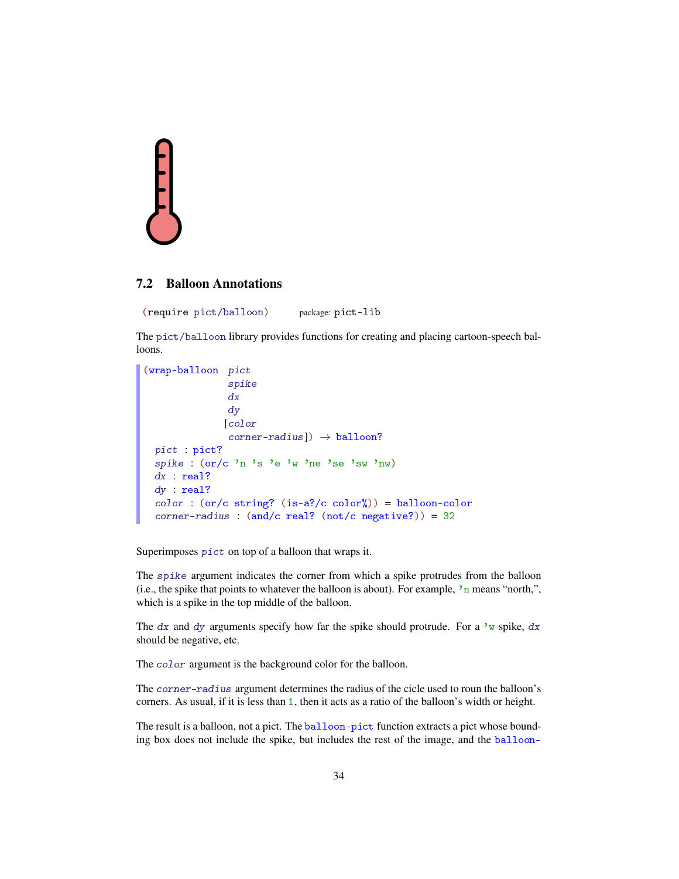## 7.2 Balloon Annotations

```
(require pict/balloon)    package: pict-lib
```

The `pict/balloon` library provides functions for creating and placing cartoon-speech balloons.

```
(wrap-balloon  pict
               spike
               dx
               dy
              [color
               corner-radius]) → balloon?
  pict : pict?
  spike : (or/c 'n 's 'e 'w 'ne 'se 'sw 'nw)
  dx : real?
  dy : real?
  color : (or/c string? (is-a?/c color%)) = balloon-color
  corner-radius : (and/c real? (not/c negative?)) = 32
```

Superimposes *pict* on top of a balloon that wraps it.

The *spike* argument indicates the corner from which a spike protrudes from the balloon (i.e., the spike that points to whatever the balloon is about). For example, `'n` means "north,", which is a spike in the top middle of the balloon.

The *dx* and *dy* arguments specify how far the spike should protrude. For a `'w` spike, *dx* should be negative, etc.

The *color* argument is the background color for the balloon.

The *corner-radius* argument determines the radius of the cicle used to roun the balloon's corners. As usual, if it is less than `1`, then it acts as a ratio of the balloon's width or height.

The result is a balloon, not a pict. The `balloon-pict` function extracts a pict whose bounding box does not include the spike, but includes the rest of the image, and the `balloon-`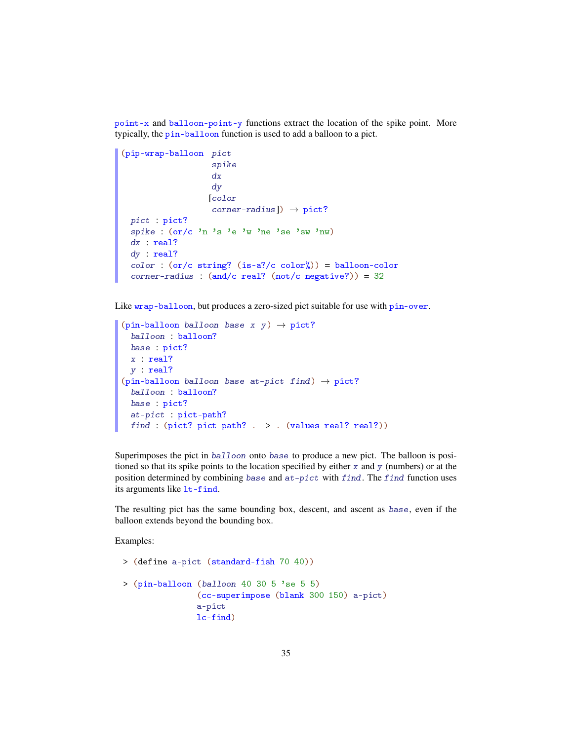point-x and balloon-point-y functions extract the location of the spike point. More typically, the pin-balloon function is used to add a balloon to a pict.

```
(pip-wrap-balloon  pict
                   spike
                   dx
                   dy
                  [color
                   corner-radius]) → pict?
  pict : pict?
  spike : (or/c 'n 's 'e 'w 'ne 'se 'sw 'nw)
  dx : real?
  dy : real?
  color : (or/c string? (is-a?/c color%)) = balloon-color
  corner-radius : (and/c real? (not/c negative?)) = 32
```

Like wrap-balloon, but produces a zero-sized pict suitable for use with pin-over.

```
(pin-balloon balloon base x y) → pict?
  balloon : balloon?
  base : pict?
  x : real?
  y : real?
(pin-balloon balloon base at-pict find) → pict?
  balloon : balloon?
  base : pict?
  at-pict : pict-path?
  find : (pict? pict-path? . -> . (values real? real?))
```

Superimposes the pict in *balloon* onto *base* to produce a new pict. The balloon is positioned so that its spike points to the location specified by either *x* and *y* (numbers) or at the position determined by combining *base* and *at-pict* with *find*. The *find* function uses its arguments like lt-find.

The resulting pict has the same bounding box, descent, and ascent as *base*, even if the balloon extends beyond the bounding box.

Examples:

```
> (define a-pict (standard-fish 70 40))

> (pin-balloon (balloon 40 30 5 'se 5 5)
               (cc-superimpose (blank 300 150) a-pict)
               a-pict
               lc-find)
```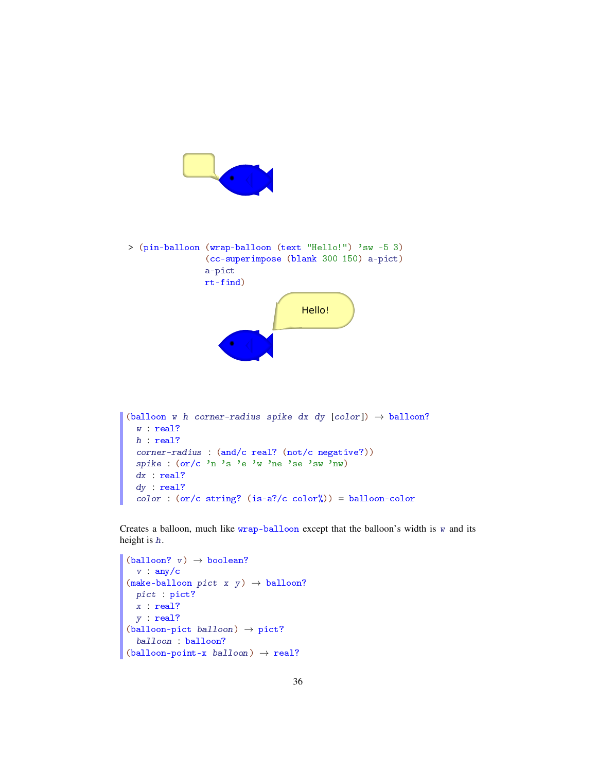```
> (pin-balloon (wrap-balloon (text "Hello!") 'sw -5 3)
               (cc-superimpose (blank 300 150) a-pict)
               a-pict
               rt-find)
```

```
(balloon w h corner-radius spike dx dy [color]) → balloon?
  w : real?
  h : real?
  corner-radius : (and/c real? (not/c negative?))
  spike : (or/c 'n 's 'e 'w 'ne 'se 'sw 'nw)
  dx : real?
  dy : real?
  color : (or/c string? (is-a?/c color%)) = balloon-color
```

Creates a balloon, much like `wrap-balloon` except that the balloon's width is *w* and its height is *h*.

```
(balloon? v) → boolean?
  v : any/c
(make-balloon pict x y) → balloon?
  pict : pict?
  x : real?
  y : real?
(balloon-pict balloon) → pict?
  balloon : balloon?
(balloon-point-x balloon) → real?
```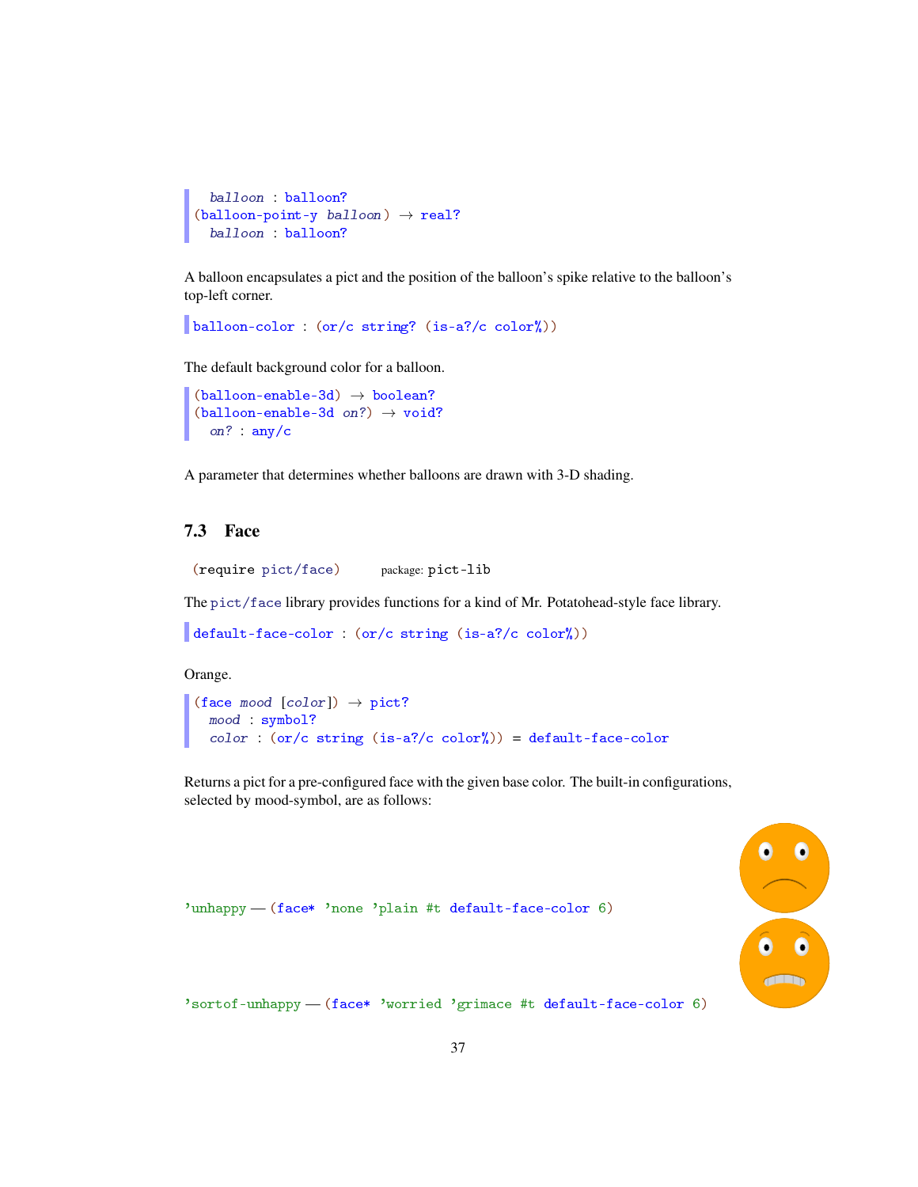```
  balloon : balloon?
(balloon-point-y balloon) → real?
  balloon : balloon?
```

A balloon encapsulates a pict and the position of the balloon's spike relative to the balloon's top-left corner.

```
balloon-color : (or/c string? (is-a?/c color%))
```

The default background color for a balloon.

```
(balloon-enable-3d) → boolean?
(balloon-enable-3d on?) → void?
  on? : any/c
```

A parameter that determines whether balloons are drawn with 3-D shading.

## 7.3 Face

```
(require pict/face)        package: pict-lib
```

The `pict/face` library provides functions for a kind of Mr. Potatohead-style face library.

```
default-face-color : (or/c string (is-a?/c color%))
```

Orange.

```
(face mood [color]) → pict?
  mood : symbol?
  color : (or/c string (is-a?/c color%)) = default-face-color
```

Returns a pict for a pre-configured face with the given base color. The built-in configurations, selected by mood-symbol, are as follows:

`'unhappy` — `(face* 'none 'plain #t default-face-color 6)`

`'sortof-unhappy` — `(face* 'worried 'grimace #t default-face-color 6)`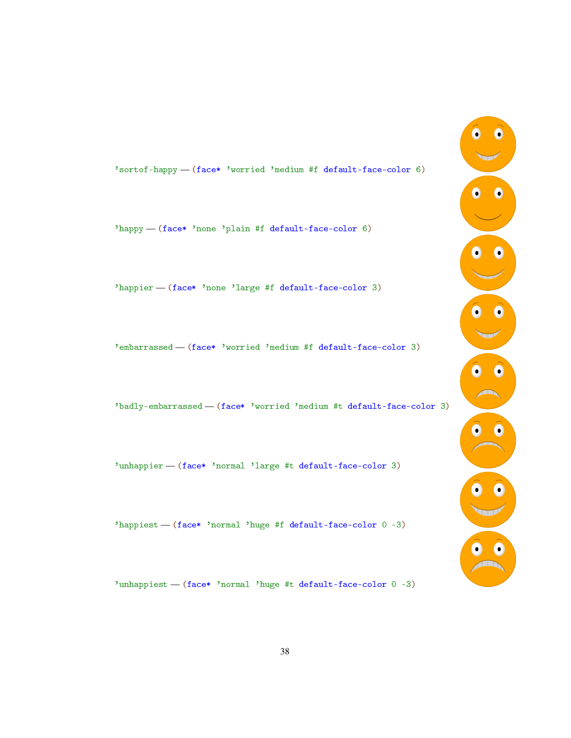'sortof-happy — (face* 'worried 'medium #f default-face-color 6)

'happy — (face* 'none 'plain #f default-face-color 6)

'happier — (face* 'none 'large #f default-face-color 3)

'embarrassed — (face* 'worried 'medium #f default-face-color 3)

'badly-embarrassed — (face* 'worried 'medium #t default-face-color 3)

'unhappier — (face* 'normal 'large #t default-face-color 3)

'happiest — (face* 'normal 'huge #f default-face-color 0 -3)

'unhappiest — (face* 'normal 'huge #t default-face-color 0 -3)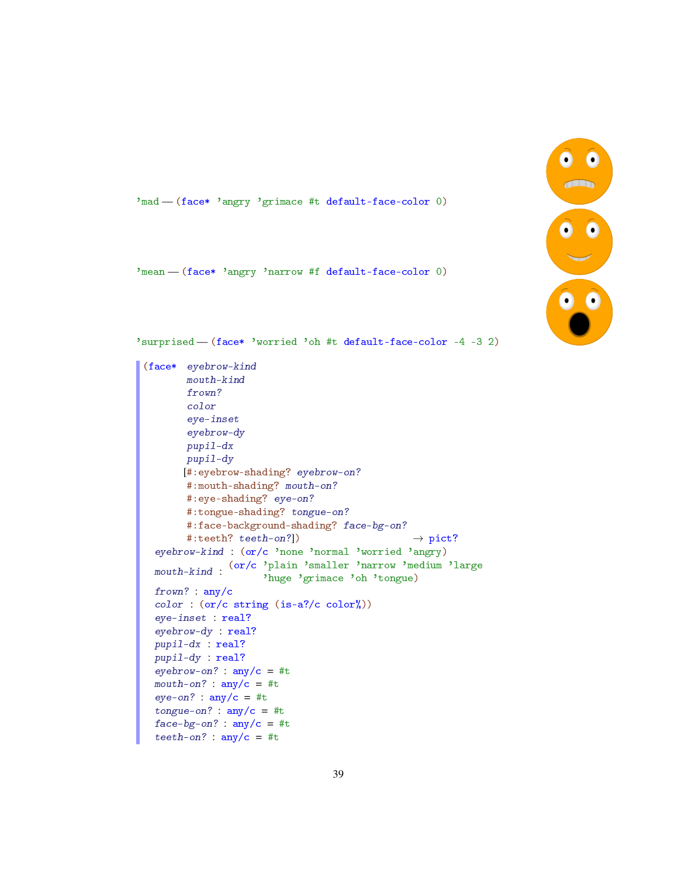'mad — (face* 'angry 'grimace #t default-face-color 0)

'mean — (face* 'angry 'narrow #f default-face-color 0)

'surprised — (face* 'worried 'oh #t default-face-color -4 -3 2)

```
(face* eyebrow-kind
       mouth-kind
       frown?
       color
       eye-inset
       eyebrow-dy
       pupil-dx
       pupil-dy
      [#:eyebrow-shading? eyebrow-on?
       #:mouth-shading? mouth-on?
       #:eye-shading? eye-on?
       #:tongue-shading? tongue-on?
       #:face-background-shading? face-bg-on?
       #:teeth? teeth-on?])                    → pict?
  eyebrow-kind : (or/c 'none 'normal 'worried 'angry)
  mouth-kind : (or/c 'plain 'smaller 'narrow 'medium 'large
                     'huge 'grimace 'oh 'tongue)
  frown? : any/c
  color : (or/c string (is-a?/c color%))
  eye-inset : real?
  eyebrow-dy : real?
  pupil-dx : real?
  pupil-dy : real?
  eyebrow-on? : any/c = #t
  mouth-on? : any/c = #t
  eye-on? : any/c = #t
  tongue-on? : any/c = #t
  face-bg-on? : any/c = #t
  teeth-on? : any/c = #t
```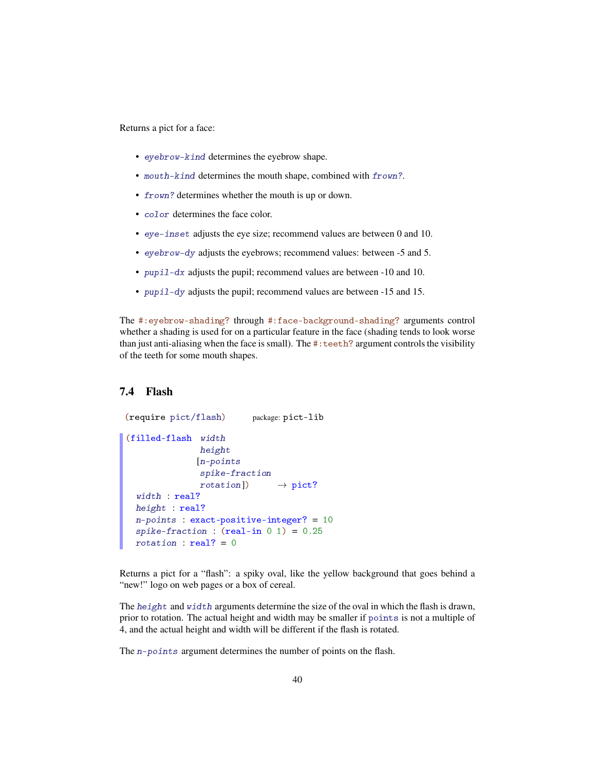Returns a pict for a face:

- *eyebrow-kind* determines the eyebrow shape.
- *mouth-kind* determines the mouth shape, combined with *frown?*.
- *frown?* determines whether the mouth is up or down.
- *color* determines the face color.
- *eye-inset* adjusts the eye size; recommend values are between 0 and 10.
- *eyebrow-dy* adjusts the eyebrows; recommend values: between -5 and 5.
- *pupil-dx* adjusts the pupil; recommend values are between -10 and 10.
- *pupil-dy* adjusts the pupil; recommend values are between -15 and 15.

The `#:eyebrow-shading?` through `#:face-background-shading?` arguments control whether a shading is used for on a particular feature in the face (shading tends to look worse than just anti-aliasing when the face is small). The `#:teeth?` argument controls the visibility of the teeth for some mouth shapes.

## 7.4 Flash

```
(require pict/flash)        package: pict-lib
```

```
(filled-flash  width
               height
              [n-points
               spike-fraction
               rotation])      → pict?
  width : real?
  height : real?
  n-points : exact-positive-integer? = 10
  spike-fraction : (real-in 0 1) = 0.25
  rotation : real? = 0
```

Returns a pict for a "flash": a spiky oval, like the yellow background that goes behind a "new!" logo on web pages or a box of cereal.

The *height* and *width* arguments determine the size of the oval in which the flash is drawn, prior to rotation. The actual height and width may be smaller if `points` is not a multiple of 4, and the actual height and width will be different if the flash is rotated.

The *n-points* argument determines the number of points on the flash.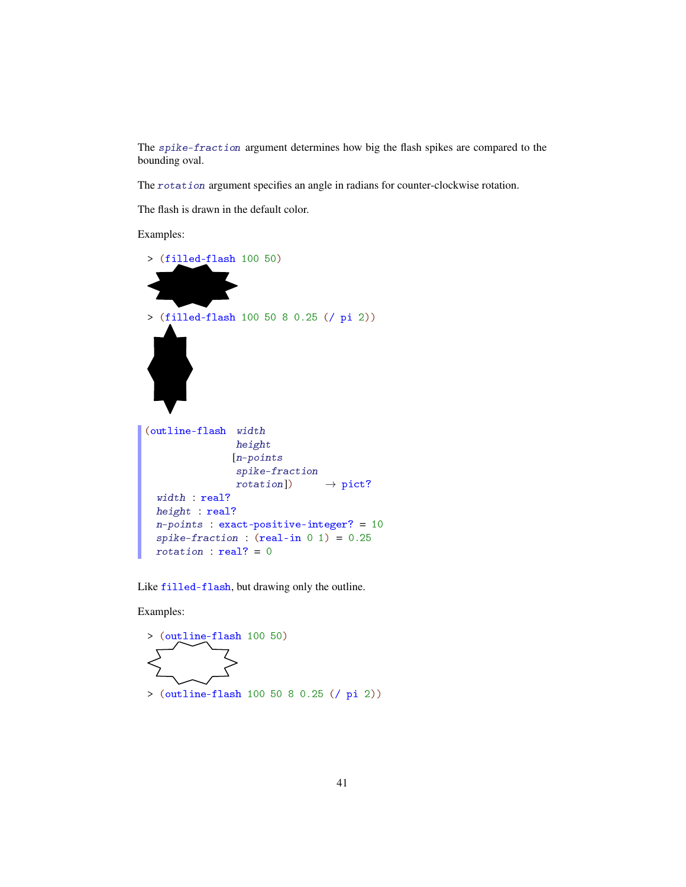The *spike-fraction* argument determines how big the flash spikes are compared to the bounding oval.

The *rotation* argument specifies an angle in radians for counter-clockwise rotation.

The flash is drawn in the default color.

Examples:

```
> (filled-flash 100 50)
```

```
> (filled-flash 100 50 8 0.25 (/ pi 2))
```

```
(outline-flash  width
                height
               [n-points
                spike-fraction
                rotation])      → pict?
  width : real?
  height : real?
  n-points : exact-positive-integer? = 10
  spike-fraction : (real-in 0 1) = 0.25
  rotation : real? = 0
```

Like `filled-flash`, but drawing only the outline.

Examples:

```
> (outline-flash 100 50)
```

```
> (outline-flash 100 50 8 0.25 (/ pi 2))
```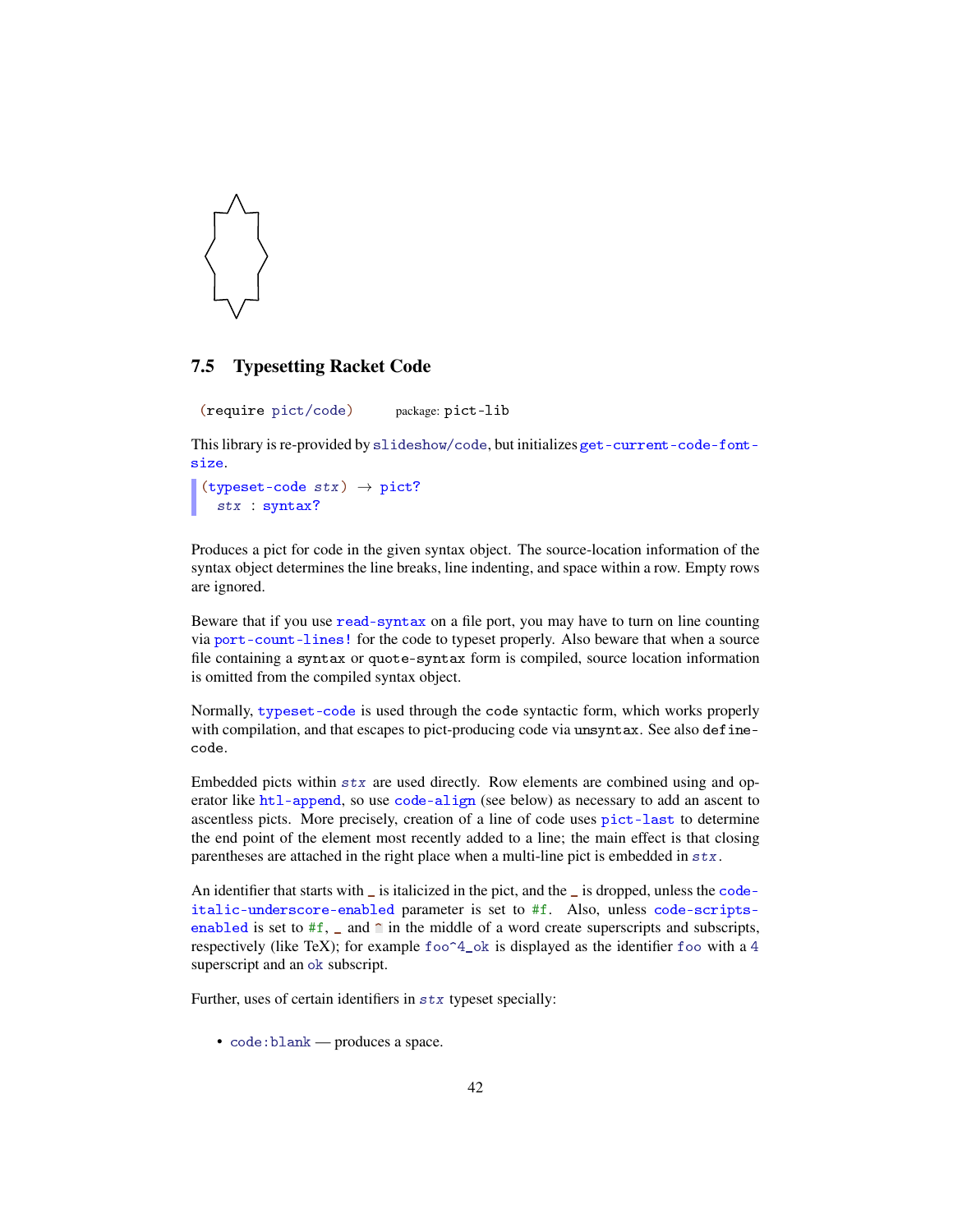## 7.5 Typesetting Racket Code

```
(require pict/code)    package: pict-lib
```

This library is re-provided by `slideshow/code`, but initializes `get-current-code-font-size`.

```
(typeset-code stx) → pict?
  stx : syntax?
```

Produces a pict for code in the given syntax object. The source-location information of the syntax object determines the line breaks, line indenting, and space within a row. Empty rows are ignored.

Beware that if you use `read-syntax` on a file port, you may have to turn on line counting via `port-count-lines!` for the code to typeset properly. Also beware that when a source file containing a `syntax` or `quote-syntax` form is compiled, source location information is omitted from the compiled syntax object.

Normally, `typeset-code` is used through the `code` syntactic form, which works properly with compilation, and that escapes to pict-producing code via `unsyntax`. See also `define-code`.

Embedded picts within *stx* are used directly. Row elements are combined using and operator like `htl-append`, so use `code-align` (see below) as necessary to add an ascent to ascentless picts. More precisely, creation of a line of code uses `pict-last` to determine the end point of the element most recently added to a line; the main effect is that closing parentheses are attached in the right place when a multi-line pict is embedded in *stx*.

An identifier that starts with `_` is italicized in the pict, and the `_` is dropped, unless the `code-italic-underscore-enabled` parameter is set to `#f`. Also, unless `code-scripts-enabled` is set to `#f`, `_` and `^` in the middle of a word create superscripts and subscripts, respectively (like TeX); for example `foo^4_ok` is displayed as the identifier `foo` with a `4` superscript and an `ok` subscript.

Further, uses of certain identifiers in *stx* typeset specially:

- `code:blank` — produces a space.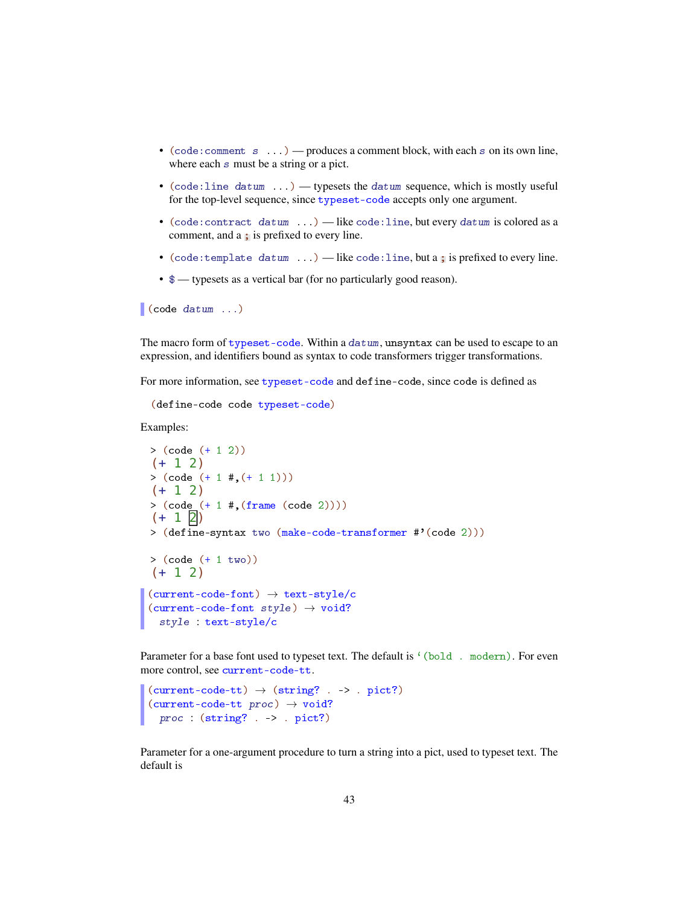- `(code:comment s ...)` — produces a comment block, with each `s` on its own line, where each `s` must be a string or a pict.
- `(code:line datum ...)` — typesets the `datum` sequence, which is mostly useful for the top-level sequence, since `typeset-code` accepts only one argument.
- `(code:contract datum ...)` — like `code:line`, but every `datum` is colored as a comment, and a `;` is prefixed to every line.
- `(code:template datum ...)` — like `code:line`, but a `;` is prefixed to every line.
- `$` — typesets as a vertical bar (for no particularly good reason).

```
(code datum ...)
```

The macro form of `typeset-code`. Within a `datum`, `unsyntax` can be used to escape to an expression, and identifiers bound as syntax to code transformers trigger transformations.

For more information, see `typeset-code` and `define-code`, since `code` is defined as

```
(define-code code typeset-code)
```

Examples:

```
> (code (+ 1 2))
(+ 1 2)
> (code (+ 1 #,(+ 1 1)))
(+ 1 2)
> (code (+ 1 #,(frame (code 2))))
(+ 1 2)
> (define-syntax two (make-code-transformer #'(code 2)))

> (code (+ 1 two))
(+ 1 2)
```

```
(current-code-font) → text-style/c
(current-code-font style) → void?
  style : text-style/c
```

Parameter for a base font used to typeset text. The default is `'(bold . modern)`. For even more control, see `current-code-tt`.

```
(current-code-tt) → (string? . -> . pict?)
(current-code-tt proc) → void?
  proc : (string? . -> . pict?)
```

Parameter for a one-argument procedure to turn a string into a pict, used to typeset text. The default is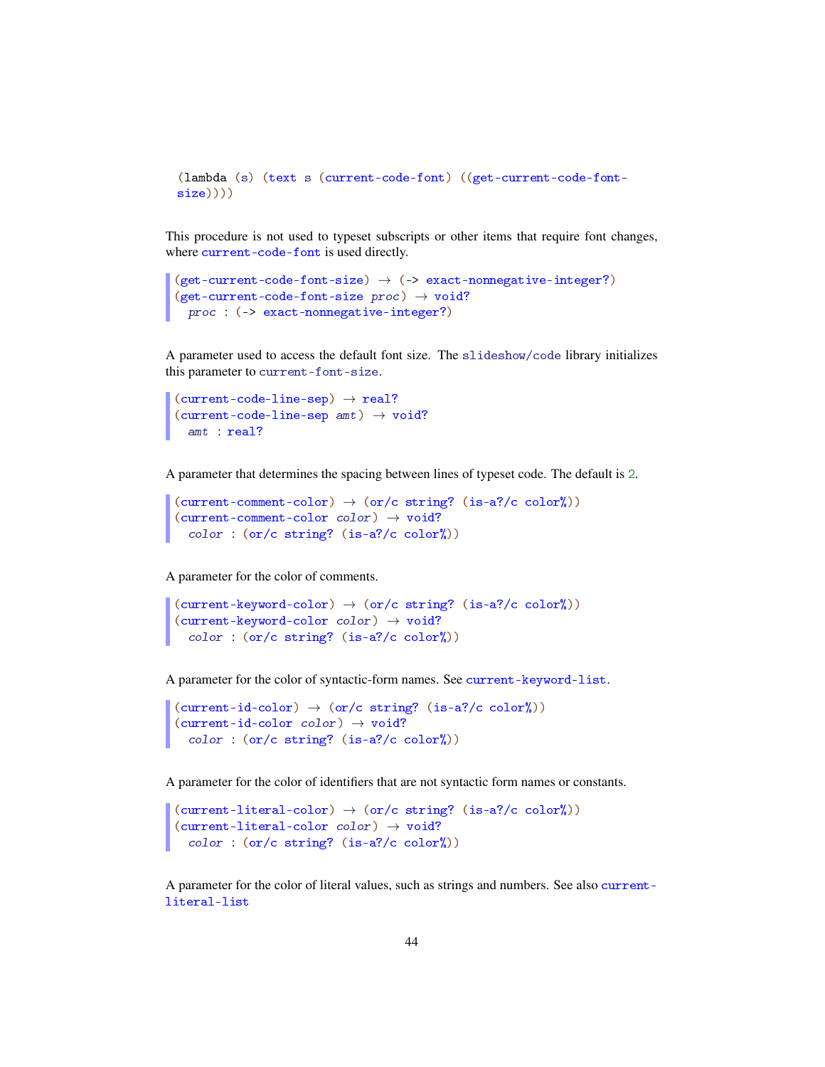```
(lambda (s) (text s (current-code-font) ((get-current-code-font-size))))
```

This procedure is not used to typeset subscripts or other items that require font changes, where `current-code-font` is used directly.

```
(get-current-code-font-size) → (-> exact-nonnegative-integer?)
(get-current-code-font-size proc) → void?
  proc : (-> exact-nonnegative-integer?)
```

A parameter used to access the default font size. The `slideshow/code` library initializes this parameter to `current-font-size`.

```
(current-code-line-sep) → real?
(current-code-line-sep amt) → void?
  amt : real?
```

A parameter that determines the spacing between lines of typeset code. The default is 2.

```
(current-comment-color) → (or/c string? (is-a?/c color%))
(current-comment-color color) → void?
  color : (or/c string? (is-a?/c color%))
```

A parameter for the color of comments.

```
(current-keyword-color) → (or/c string? (is-a?/c color%))
(current-keyword-color color) → void?
  color : (or/c string? (is-a?/c color%))
```

A parameter for the color of syntactic-form names. See `current-keyword-list`.

```
(current-id-color) → (or/c string? (is-a?/c color%))
(current-id-color color) → void?
  color : (or/c string? (is-a?/c color%))
```

A parameter for the color of identifiers that are not syntactic form names or constants.

```
(current-literal-color) → (or/c string? (is-a?/c color%))
(current-literal-color color) → void?
  color : (or/c string? (is-a?/c color%))
```

A parameter for the color of literal values, such as strings and numbers. See also `current-literal-list`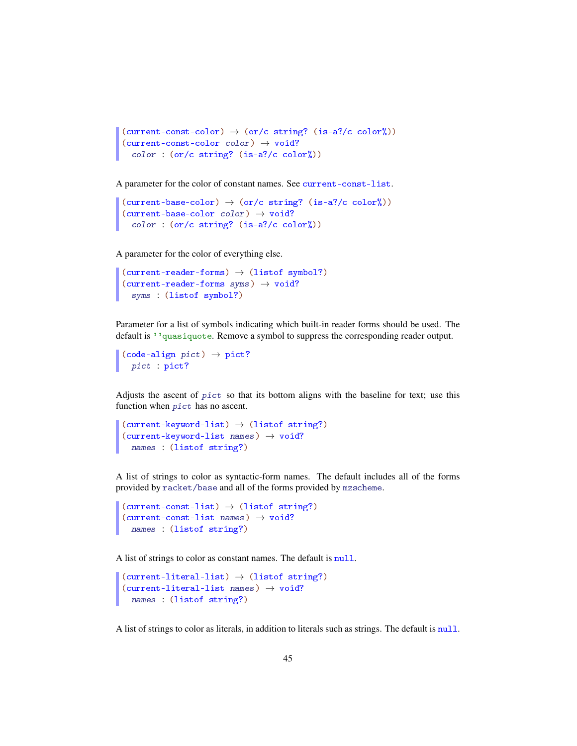```
(current-const-color) → (or/c string? (is-a?/c color%))
(current-const-color color) → void?
  color : (or/c string? (is-a?/c color%))
```

A parameter for the color of constant names. See `current-const-list`.

```
(current-base-color) → (or/c string? (is-a?/c color%))
(current-base-color color) → void?
  color : (or/c string? (is-a?/c color%))
```

A parameter for the color of everything else.

```
(current-reader-forms) → (listof symbol?)
(current-reader-forms syms) → void?
  syms : (listof symbol?)
```

Parameter for a list of symbols indicating which built-in reader forms should be used. The default is `''quasiquote`. Remove a symbol to suppress the corresponding reader output.

```
(code-align pict) → pict?
  pict : pict?
```

Adjusts the ascent of *pict* so that its bottom aligns with the baseline for text; use this function when *pict* has no ascent.

```
(current-keyword-list) → (listof string?)
(current-keyword-list names) → void?
  names : (listof string?)
```

A list of strings to color as syntactic-form names. The default includes all of the forms provided by `racket/base` and all of the forms provided by `mzscheme`.

```
(current-const-list) → (listof string?)
(current-const-list names) → void?
  names : (listof string?)
```

A list of strings to color as constant names. The default is `null`.

```
(current-literal-list) → (listof string?)
(current-literal-list names) → void?
  names : (listof string?)
```

A list of strings to color as literals, in addition to literals such as strings. The default is `null`.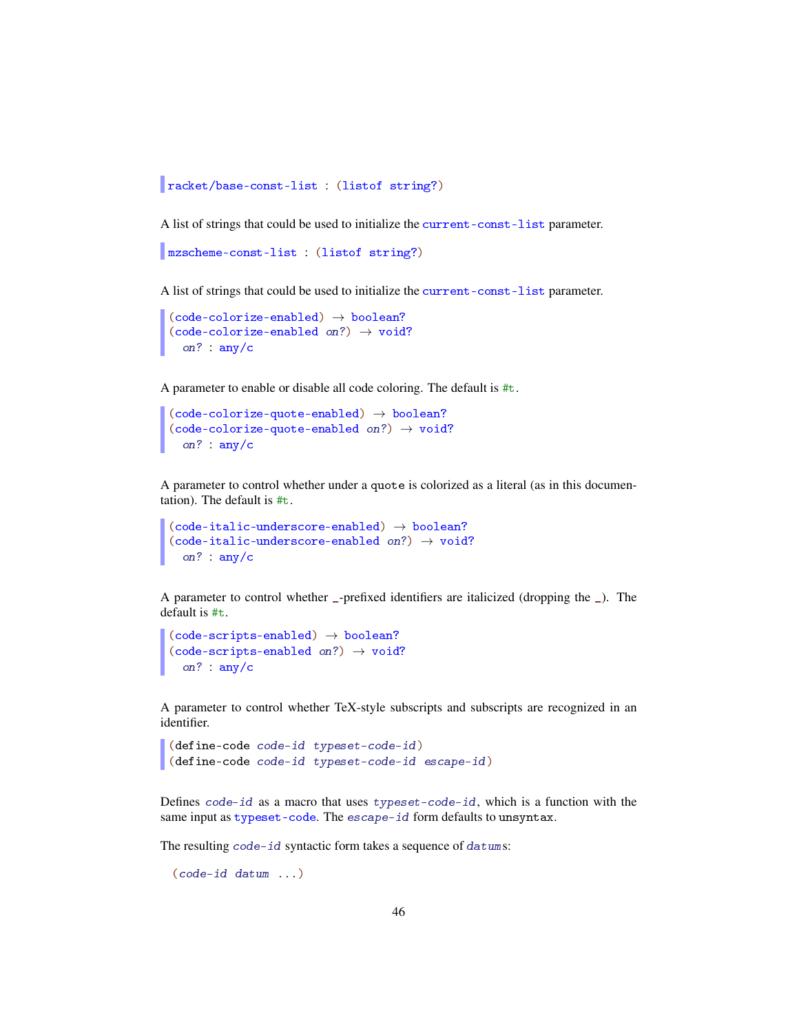```
racket/base-const-list : (listof string?)
```

A list of strings that could be used to initialize the `current-const-list` parameter.

```
mzscheme-const-list : (listof string?)
```

A list of strings that could be used to initialize the `current-const-list` parameter.

```
(code-colorize-enabled) → boolean?
(code-colorize-enabled on?) → void?
  on? : any/c
```

A parameter to enable or disable all code coloring. The default is `#t`.

```
(code-colorize-quote-enabled) → boolean?
(code-colorize-quote-enabled on?) → void?
  on? : any/c
```

A parameter to control whether under a `quote` is colorized as a literal (as in this documentation). The default is `#t`.

```
(code-italic-underscore-enabled) → boolean?
(code-italic-underscore-enabled on?) → void?
  on? : any/c
```

A parameter to control whether `_`-prefixed identifiers are italicized (dropping the `_`). The default is `#t`.

```
(code-scripts-enabled) → boolean?
(code-scripts-enabled on?) → void?
  on? : any/c
```

A parameter to control whether TeX-style subscripts and subscripts are recognized in an identifier.

```
(define-code code-id typeset-code-id)
(define-code code-id typeset-code-id escape-id)
```

Defines *code-id* as a macro that uses *typeset-code-id*, which is a function with the same input as `typeset-code`. The *escape-id* form defaults to `unsyntax`.

The resulting *code-id* syntactic form takes a sequence of *datum*s:

```
(code-id datum ...)
```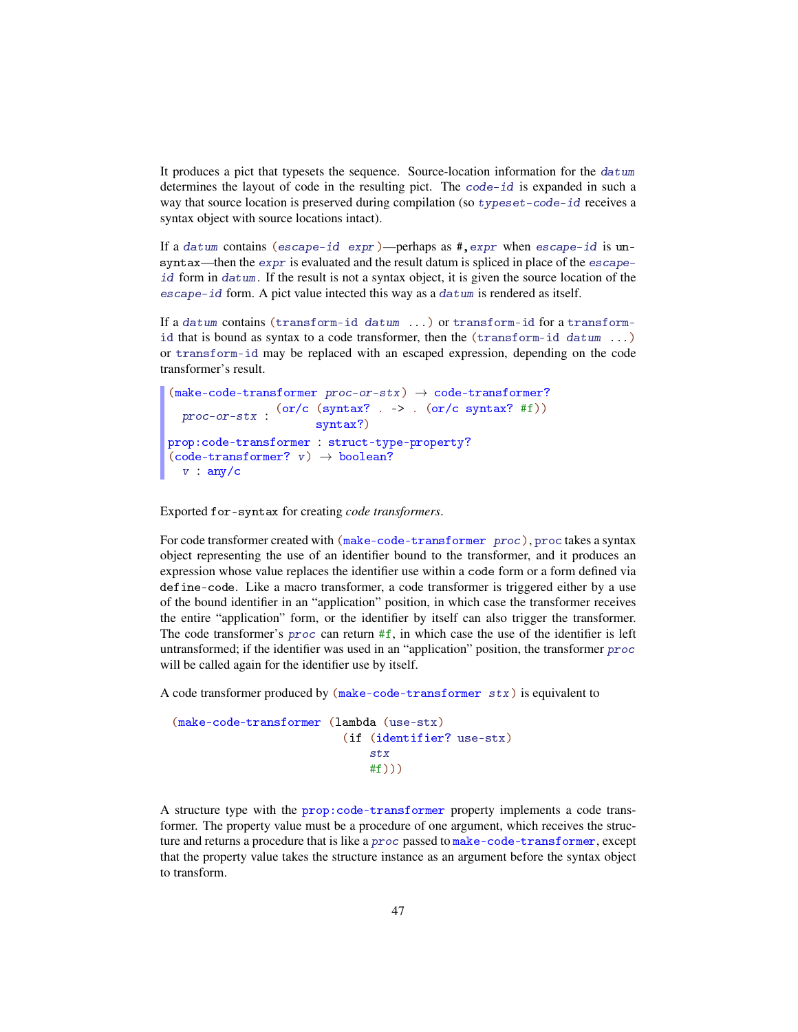It produces a pict that typesets the sequence. Source-location information for the `datum` determines the layout of code in the resulting pict. The `code-id` is expanded in such a way that source location is preserved during compilation (so `typeset-code-id` receives a syntax object with source locations intact).

If a `datum` contains `(escape-id expr)`—perhaps as `#,expr` when `escape-id` is `unsyntax`—then the `expr` is evaluated and the result datum is spliced in place of the `escape-id` form in `datum`. If the result is not a syntax object, it is given the source location of the `escape-id` form. A pict value intected this way as a `datum` is rendered as itself.

If a `datum` contains `(transform-id datum ...)` or `transform-id` for a `transform-id` that is bound as syntax to a code transformer, then the `(transform-id datum ...)` or `transform-id` may be replaced with an escaped expression, depending on the code transformer's result.

```
(make-code-transformer proc-or-stx) → code-transformer?
  proc-or-stx : (or/c (syntax? . -> . (or/c syntax? #f))
                      syntax?)
prop:code-transformer : struct-type-property?
(code-transformer? v) → boolean?
  v : any/c
```

Exported `for-syntax` for creating *code transformers*.

For code transformer created with `(make-code-transformer proc)`, `proc` takes a syntax object representing the use of an identifier bound to the transformer, and it produces an expression whose value replaces the identifier use within a `code` form or a form defined via `define-code`. Like a macro transformer, a code transformer is triggered either by a use of the bound identifier in an "application" position, in which case the transformer receives the entire "application" form, or the identifier by itself can also trigger the transformer. The code transformer's `proc` can return `#f`, in which case the use of the identifier is left untransformed; if the identifier was used in an "application" position, the transformer `proc` will be called again for the identifier use by itself.

A code transformer produced by `(make-code-transformer stx)` is equivalent to

```
(make-code-transformer (lambda (use-stx)
                         (if (identifier? use-stx)
                             stx
                             #f)))
```

A structure type with the `prop:code-transformer` property implements a code transformer. The property value must be a procedure of one argument, which receives the structure and returns a procedure that is like a `proc` passed to `make-code-transformer`, except that the property value takes the structure instance as an argument before the syntax object to transform.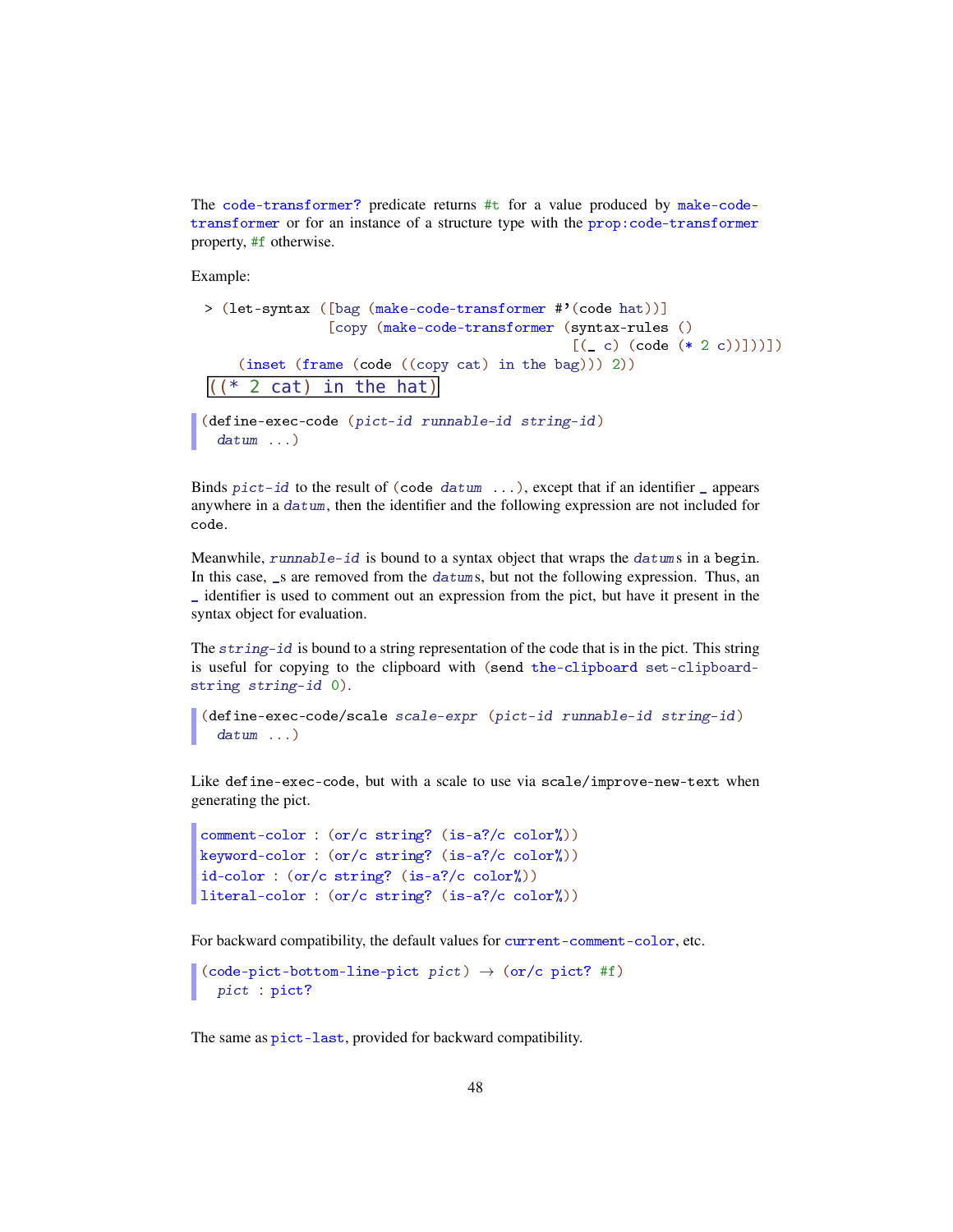The `code-transformer?` predicate returns `#t` for a value produced by `make-code-transformer` or for an instance of a structure type with the `prop:code-transformer` property, `#f` otherwise.

Example:

```
> (let-syntax ([bag (make-code-transformer #'(code hat))]
               [copy (make-code-transformer (syntax-rules ()
                                              [(_ c) (code (* 2 c))]))])
    (inset (frame (code ((copy cat) in the bag))) 2))
((* 2 cat) in the hat)
```

```
(define-exec-code (pict-id runnable-id string-id)
  datum ...)
```

Binds *pict-id* to the result of `(code datum ...)`, except that if an identifier `_` appears anywhere in a *datum*, then the identifier and the following expression are not included for `code`.

Meanwhile, *runnable-id* is bound to a syntax object that wraps the *datum*s in a `begin`. In this case, `_`s are removed from the *datum*s, but not the following expression. Thus, an `_` identifier is used to comment out an expression from the pict, but have it present in the syntax object for evaluation.

The *string-id* is bound to a string representation of the code that is in the pict. This string is useful for copying to the clipboard with `(send the-clipboard set-clipboard-string string-id 0)`.

```
(define-exec-code/scale scale-expr (pict-id runnable-id string-id)
  datum ...)
```

Like `define-exec-code`, but with a scale to use via `scale/improve-new-text` when generating the pict.

```
comment-color : (or/c string? (is-a?/c color%))
keyword-color : (or/c string? (is-a?/c color%))
id-color : (or/c string? (is-a?/c color%))
literal-color : (or/c string? (is-a?/c color%))
```

For backward compatibility, the default values for `current-comment-color`, etc.

```
(code-pict-bottom-line-pict pict) → (or/c pict? #f)
  pict : pict?
```

The same as `pict-last`, provided for backward compatibility.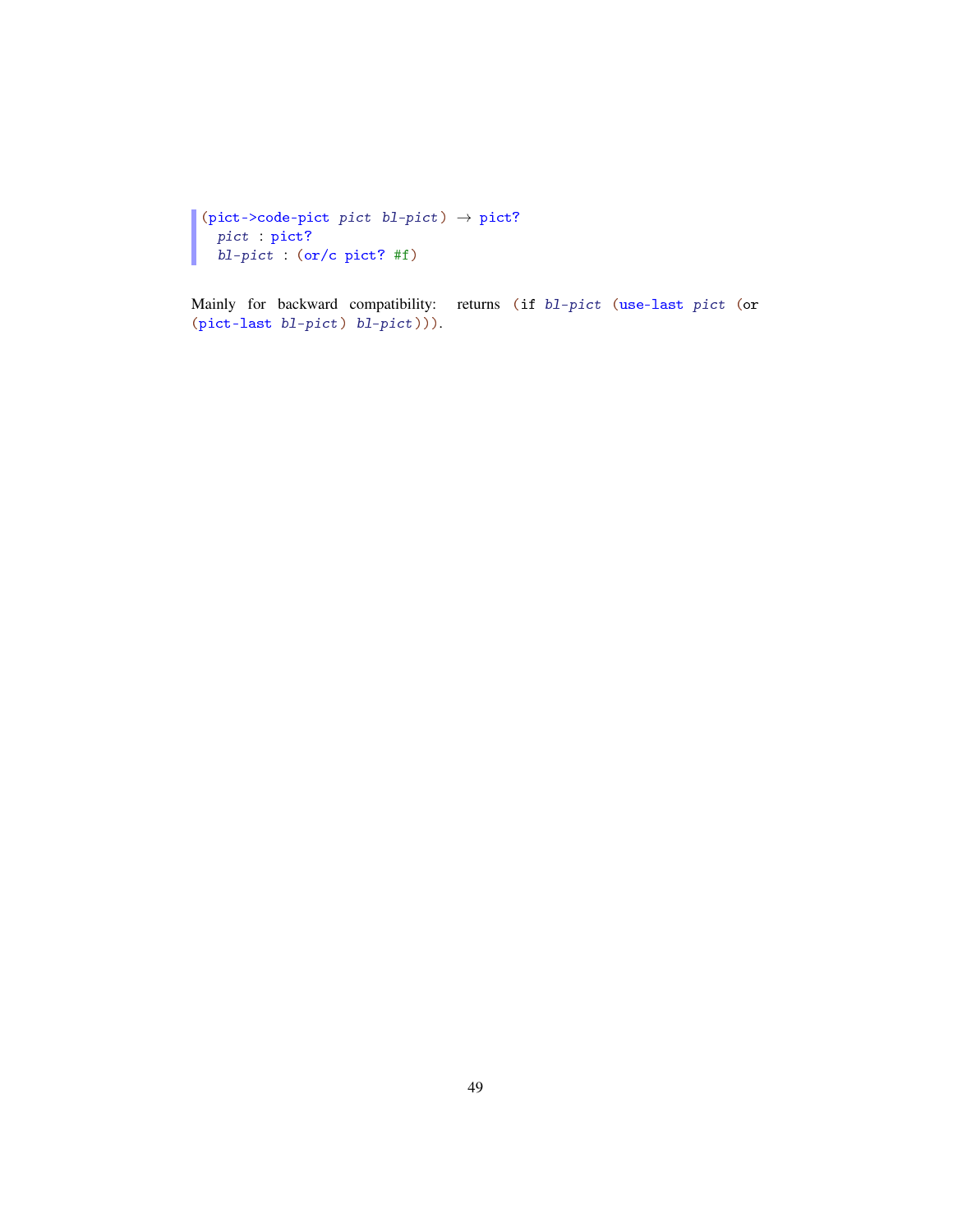```
(pict->code-pict pict bl-pict) → pict?
  pict : pict?
  bl-pict : (or/c pict? #f)
```

Mainly for backward compatibility: returns `(if bl-pict (use-last pict (or (pict-last bl-pict) bl-pict)))`.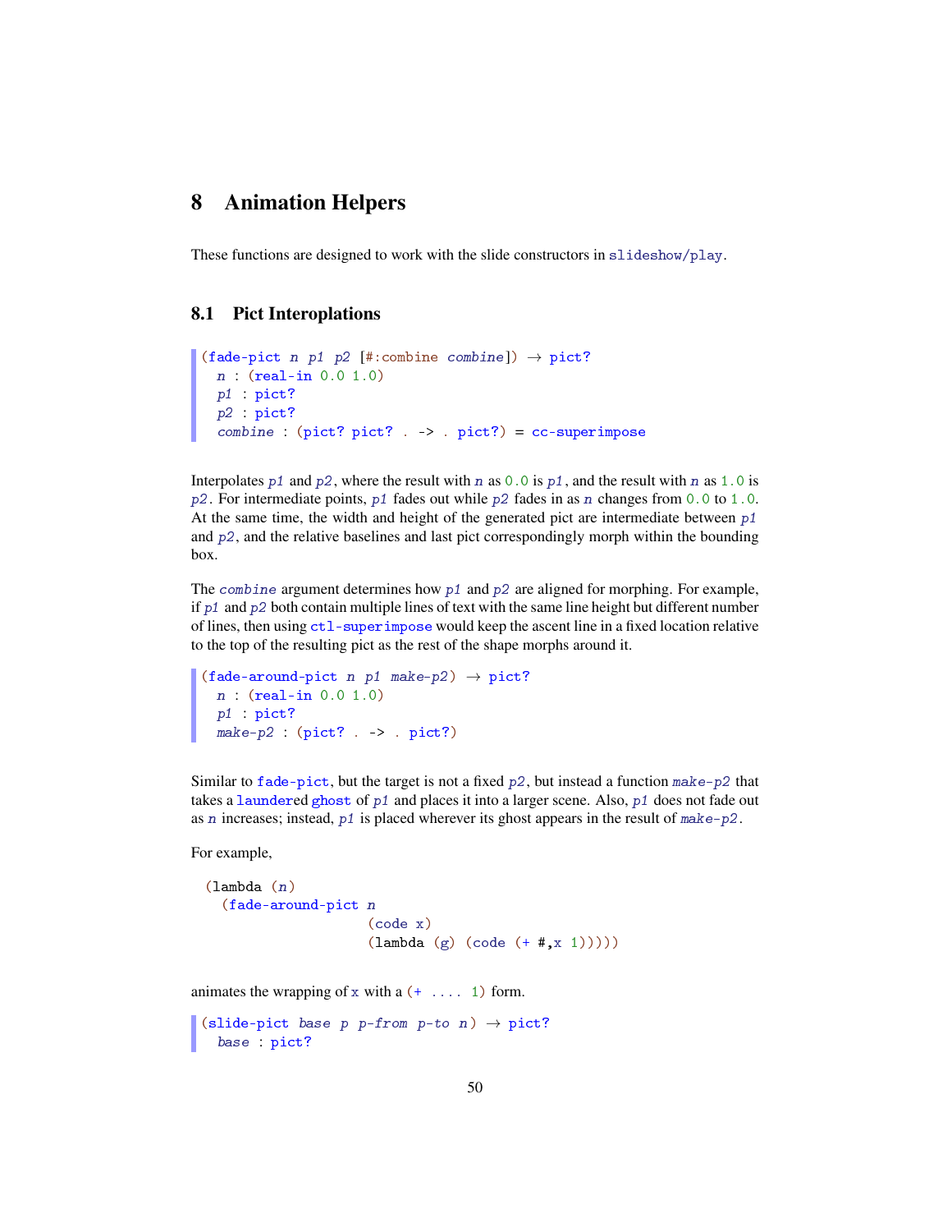# 8 Animation Helpers

These functions are designed to work with the slide constructors in `slideshow/play`.

## 8.1 Pict Interoplations

```
(fade-pict n p1 p2 [#:combine combine]) → pict?
  n : (real-in 0.0 1.0)
  p1 : pict?
  p2 : pict?
  combine : (pict? pict? . -> . pict?) = cc-superimpose
```

Interpolates `p1` and `p2`, where the result with `n` as `0.0` is `p1`, and the result with `n` as `1.0` is `p2`. For intermediate points, `p1` fades out while `p2` fades in as `n` changes from `0.0` to `1.0`. At the same time, the width and height of the generated pict are intermediate between `p1` and `p2`, and the relative baselines and last pict correspondingly morph within the bounding box.

The `combine` argument determines how `p1` and `p2` are aligned for morphing. For example, if `p1` and `p2` both contain multiple lines of text with the same line height but different number of lines, then using `ctl-superimpose` would keep the ascent line in a fixed location relative to the top of the resulting pict as the rest of the shape morphs around it.

```
(fade-around-pict n p1 make-p2) → pict?
  n : (real-in 0.0 1.0)
  p1 : pict?
  make-p2 : (pict? . -> . pict?)
```

Similar to `fade-pict`, but the target is not a fixed `p2`, but instead a function `make-p2` that takes a `laundered` `ghost` of `p1` and places it into a larger scene. Also, `p1` does not fade out as `n` increases; instead, `p1` is placed wherever its ghost appears in the result of `make-p2`.

For example,

```
(lambda (n)
  (fade-around-pict n
                    (code x)
                    (lambda (g) (code (+ #,x 1)))))
```

animates the wrapping of `x` with a `(+ .... 1)` form.

```
(slide-pict base p p-from p-to n) → pict?
  base : pict?
```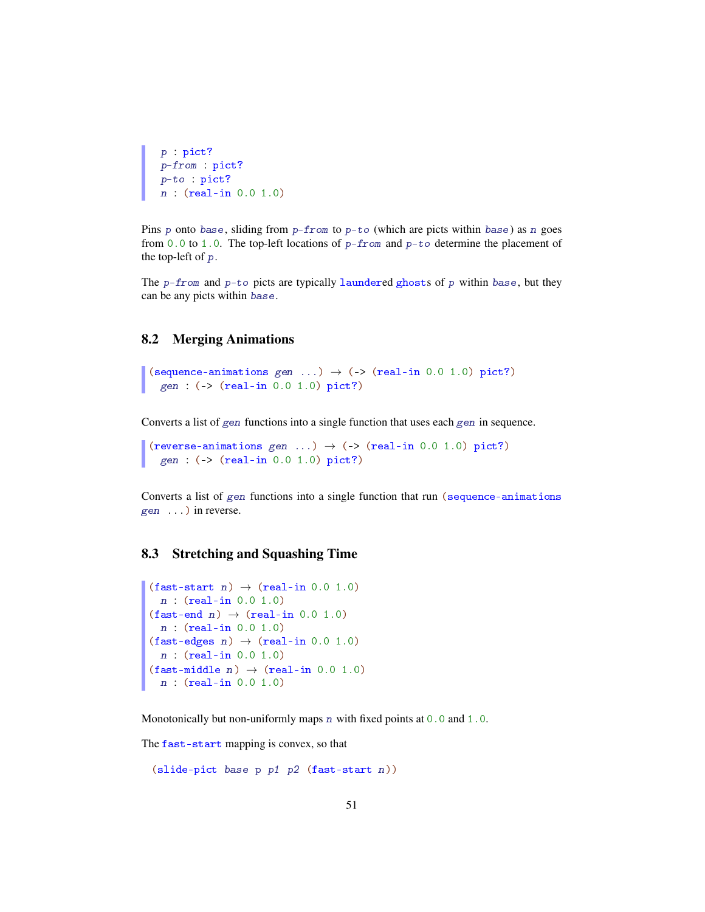```
p : pict?
p-from : pict?
p-to : pict?
n : (real-in 0.0 1.0)
```

Pins `p` onto `base`, sliding from `p-from` to `p-to` (which are picts within `base`) as `n` goes from `0.0` to `1.0`. The top-left locations of `p-from` and `p-to` determine the placement of the top-left of `p`.

The `p-from` and `p-to` picts are typically `launder`ed `ghost`s of `p` within `base`, but they can be any picts within `base`.

### 8.2 Merging Animations

```
(sequence-animations gen ...) → (-> (real-in 0.0 1.0) pict?)
  gen : (-> (real-in 0.0 1.0) pict?)
```

Converts a list of `gen` functions into a single function that uses each `gen` in sequence.

```
(reverse-animations gen ...) → (-> (real-in 0.0 1.0) pict?)
  gen : (-> (real-in 0.0 1.0) pict?)
```

Converts a list of `gen` functions into a single function that run `(sequence-animations gen ...)` in reverse.

### 8.3 Stretching and Squashing Time

```
(fast-start n) → (real-in 0.0 1.0)
  n : (real-in 0.0 1.0)
(fast-end n) → (real-in 0.0 1.0)
  n : (real-in 0.0 1.0)
(fast-edges n) → (real-in 0.0 1.0)
  n : (real-in 0.0 1.0)
(fast-middle n) → (real-in 0.0 1.0)
  n : (real-in 0.0 1.0)
```

Monotonically but non-uniformly maps `n` with fixed points at `0.0` and `1.0`.

The `fast-start` mapping is convex, so that

```
(slide-pict base p p1 p2 (fast-start n))
```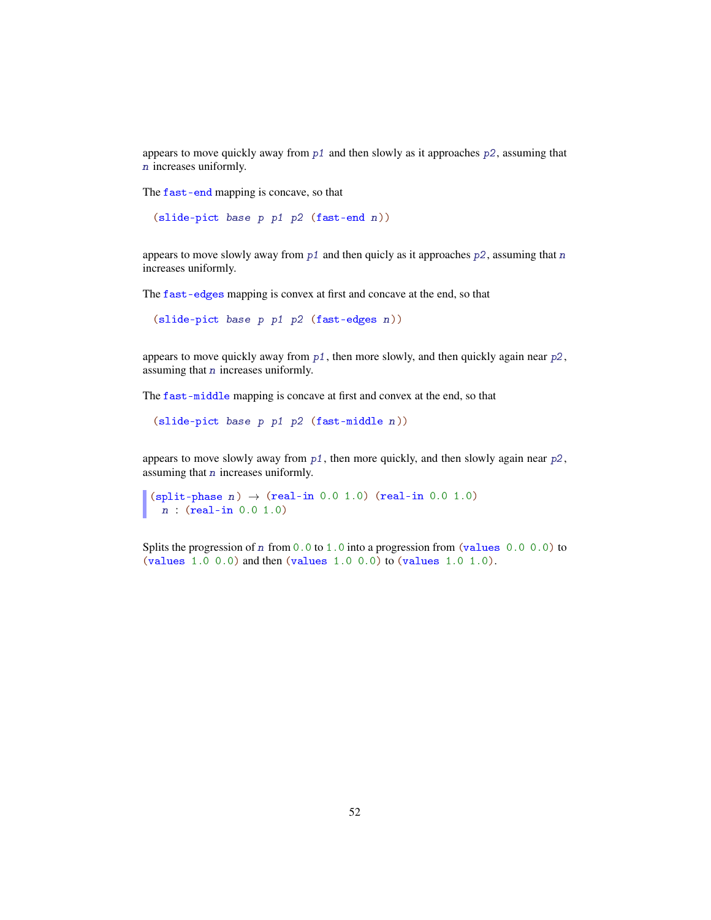appears to move quickly away from *p1* and then slowly as it approaches *p2*, assuming that *n* increases uniformly.

The `fast-end` mapping is concave, so that

```
(slide-pict base p p1 p2 (fast-end n))
```

appears to move slowly away from *p1* and then quicly as it approaches *p2*, assuming that *n* increases uniformly.

The `fast-edges` mapping is convex at first and concave at the end, so that

```
(slide-pict base p p1 p2 (fast-edges n))
```

appears to move quickly away from *p1*, then more slowly, and then quickly again near *p2*, assuming that *n* increases uniformly.

The `fast-middle` mapping is concave at first and convex at the end, so that

```
(slide-pict base p p1 p2 (fast-middle n))
```

appears to move slowly away from *p1*, then more quickly, and then slowly again near *p2*, assuming that *n* increases uniformly.

```
(split-phase n) → (real-in 0.0 1.0) (real-in 0.0 1.0)
  n : (real-in 0.0 1.0)
```

Splits the progression of *n* from `0.0` to `1.0` into a progression from `(values 0.0 0.0)` to `(values 1.0 0.0)` and then `(values 1.0 0.0)` to `(values 1.0 1.0)`.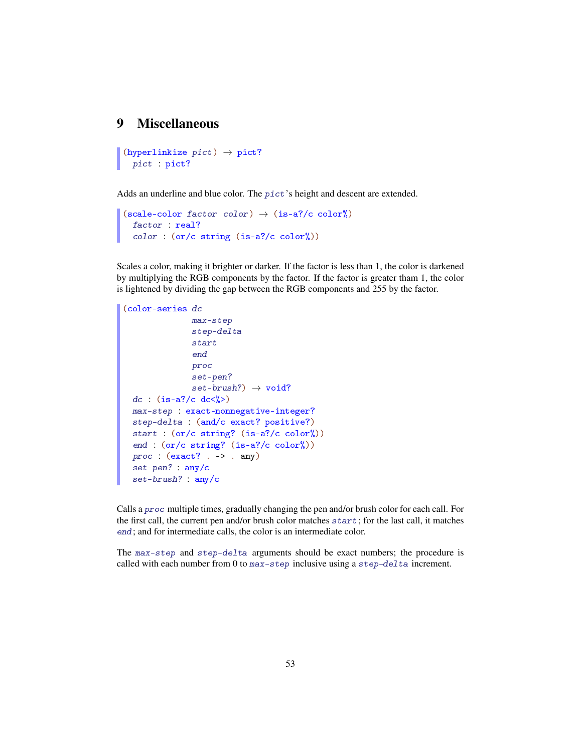# 9 Miscellaneous

```
(hyperlinkize pict) → pict?
  pict : pict?
```

Adds an underline and blue color. The *pict*'s height and descent are extended.

```
(scale-color factor color) → (is-a?/c color%)
  factor : real?
  color : (or/c string (is-a?/c color%))
```

Scales a color, making it brighter or darker. If the factor is less than 1, the color is darkened by multiplying the RGB components by the factor. If the factor is greater tham 1, the color is lightened by dividing the gap between the RGB components and 255 by the factor.

```
(color-series dc
              max-step
              step-delta
              start
              end
              proc
              set-pen?
              set-brush?) → void?
  dc : (is-a?/c dc<%>)
  max-step : exact-nonnegative-integer?
  step-delta : (and/c exact? positive?)
  start : (or/c string? (is-a?/c color%))
  end : (or/c string? (is-a?/c color%))
  proc : (exact? . -> . any)
  set-pen? : any/c
  set-brush? : any/c
```

Calls a *proc* multiple times, gradually changing the pen and/or brush color for each call. For the first call, the current pen and/or brush color matches *start*; for the last call, it matches *end*; and for intermediate calls, the color is an intermediate color.

The *max-step* and *step-delta* arguments should be exact numbers; the procedure is called with each number from 0 to *max-step* inclusive using a *step-delta* increment.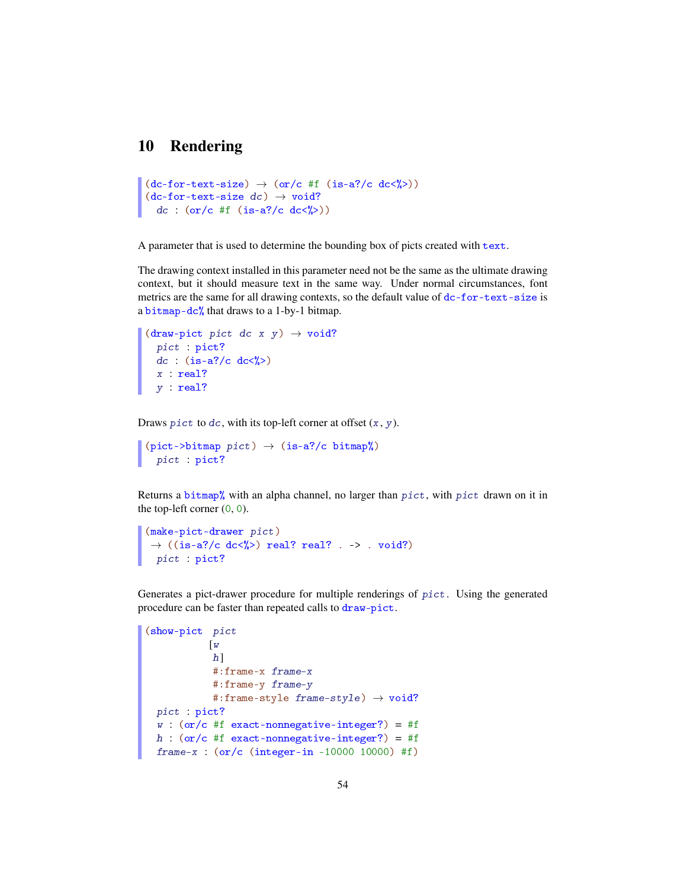# 10 Rendering

```
(dc-for-text-size) → (or/c #f (is-a?/c dc<%>))
(dc-for-text-size dc) → void?
  dc : (or/c #f (is-a?/c dc<%>))
```

A parameter that is used to determine the bounding box of picts created with `text`.

The drawing context installed in this parameter need not be the same as the ultimate drawing context, but it should measure text in the same way. Under normal circumstances, font metrics are the same for all drawing contexts, so the default value of `dc-for-text-size` is a `bitmap-dc%` that draws to a 1-by-1 bitmap.

```
(draw-pict pict dc x y) → void?
  pict : pict?
  dc : (is-a?/c dc<%>)
  x : real?
  y : real?
```

Draws *pict* to *dc*, with its top-left corner at offset (*x*, *y*).

```
(pict->bitmap pict) → (is-a?/c bitmap%)
  pict : pict?
```

Returns a `bitmap%` with an alpha channel, no larger than *pict*, with *pict* drawn on it in the top-left corner (0, 0).

```
(make-pict-drawer pict)
 → ((is-a?/c dc<%>) real? real? . -> . void?)
  pict : pict?
```

Generates a pict-drawer procedure for multiple renderings of *pict*. Using the generated procedure can be faster than repeated calls to `draw-pict`.

```
(show-pict  pict
           [w
            h]
            #:frame-x frame-x
            #:frame-y frame-y
            #:frame-style frame-style) → void?
  pict : pict?
  w : (or/c #f exact-nonnegative-integer?) = #f
  h : (or/c #f exact-nonnegative-integer?) = #f
  frame-x : (or/c (integer-in -10000 10000) #f)
```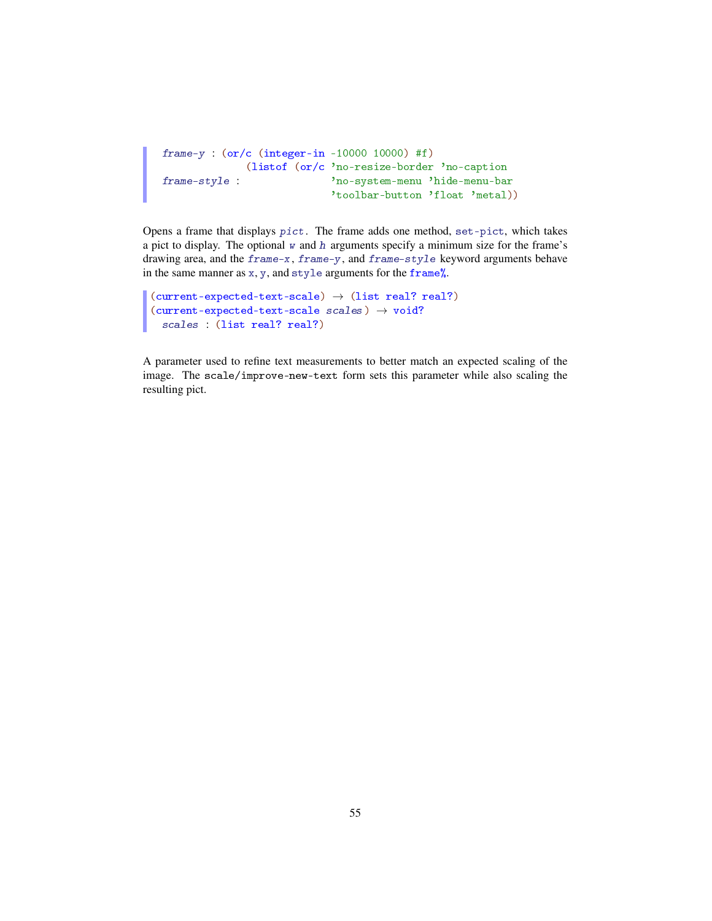```
frame-y : (or/c (integer-in -10000 10000) #f)
              (listof (or/c 'no-resize-border 'no-caption
frame-style :               'no-system-menu 'hide-menu-bar
                            'toolbar-button 'float 'metal))
```

Opens a frame that displays *pict*. The frame adds one method, `set-pict`, which takes a pict to display. The optional *w* and *h* arguments specify a minimum size for the frame's drawing area, and the *frame-x*, *frame-y*, and *frame-style* keyword arguments behave in the same manner as `x`, `y`, and `style` arguments for the `frame%`.

```
(current-expected-text-scale) → (list real? real?)
(current-expected-text-scale scales) → void?
  scales : (list real? real?)
```

A parameter used to refine text measurements to better match an expected scaling of the image. The `scale/improve-new-text` form sets this parameter while also scaling the resulting pict.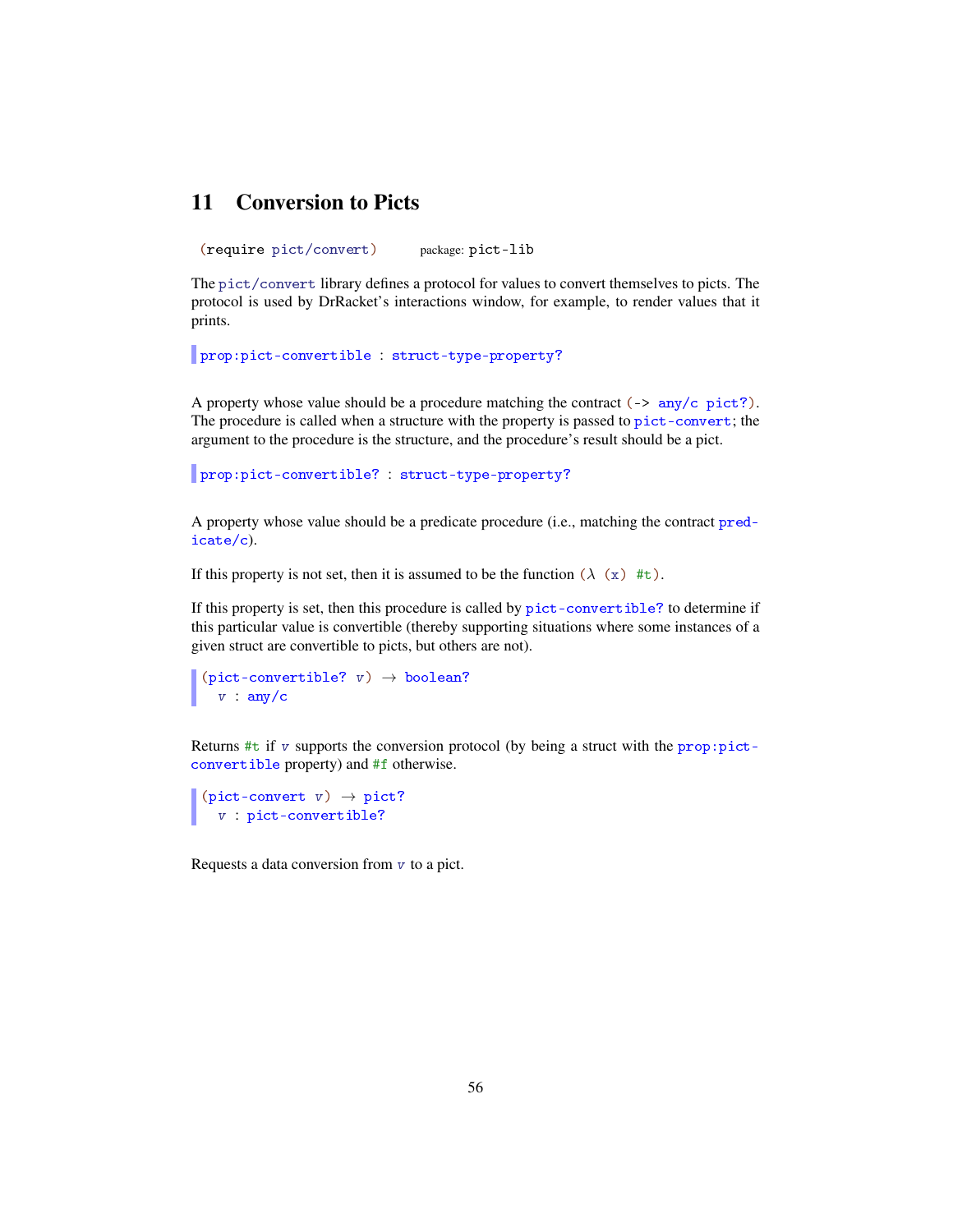## 11 Conversion to Picts

```
(require pict/convert)    package: pict-lib
```

The `pict/convert` library defines a protocol for values to convert themselves to picts. The protocol is used by DrRacket's interactions window, for example, to render values that it prints.

```
prop:pict-convertible : struct-type-property?
```

A property whose value should be a procedure matching the contract `(-> any/c pict?)`. The procedure is called when a structure with the property is passed to `pict-convert`; the argument to the procedure is the structure, and the procedure's result should be a pict.

```
prop:pict-convertible? : struct-type-property?
```

A property whose value should be a predicate procedure (i.e., matching the contract `predicate/c`).

If this property is not set, then it is assumed to be the function `(λ (x) #t)`.

If this property is set, then this procedure is called by `pict-convertible?` to determine if this particular value is convertible (thereby supporting situations where some instances of a given struct are convertible to picts, but others are not).

```
(pict-convertible? v) → boolean?
  v : any/c
```

Returns `#t` if *v* supports the conversion protocol (by being a struct with the `prop:pict-convertible` property) and `#f` otherwise.

```
(pict-convert v) → pict?
  v : pict-convertible?
```

Requests a data conversion from *v* to a pict.